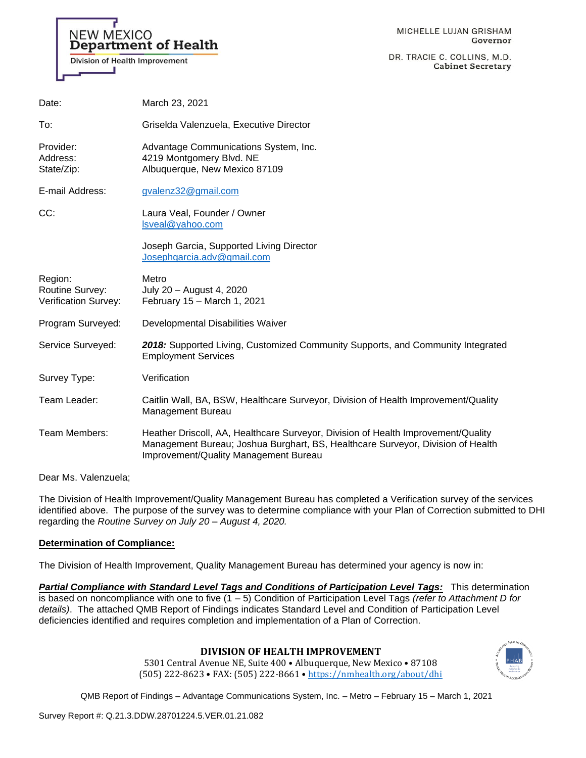NEW MEXICO
**Department of Health**
Division of Health Improvement

MICHELLE LUJAN GRISHAM
**Governor**

DR. TRACIE C. COLLINS, M.D.
**Cabinet Secretary**

| | |
|---|---|
| Date: | March 23, 2021 |
| To: | Griselda Valenzuela, Executive Director |
| Provider:<br>Address:<br>State/Zip: | Advantage Communications System, Inc.<br>4219 Montgomery Blvd. NE<br>Albuquerque, New Mexico 87109 |
| E-mail Address: | gvalenz32@gmail.com |
| CC: | Laura Veal, Founder / Owner<br>lsveal@yahoo.com<br><br>Joseph Garcia, Supported Living Director<br>Josephgarcia.adv@gmail.com |
| Region:<br>Routine Survey:<br>Verification Survey: | Metro<br>July 20 – August 4, 2020<br>February 15 – March 1, 2021 |
| Program Surveyed: | Developmental Disabilities Waiver |
| Service Surveyed: | ***2018:*** Supported Living, Customized Community Supports, and Community Integrated Employment Services |
| Survey Type: | Verification |
| Team Leader: | Caitlin Wall, BA, BSW, Healthcare Surveyor, Division of Health Improvement/Quality Management Bureau |
| Team Members: | Heather Driscoll, AA, Healthcare Surveyor, Division of Health Improvement/Quality Management Bureau; Joshua Burghart, BS, Healthcare Surveyor, Division of Health Improvement/Quality Management Bureau |

Dear Ms. Valenzuela;

The Division of Health Improvement/Quality Management Bureau has completed a Verification survey of the services identified above. The purpose of the survey was to determine compliance with your Plan of Correction submitted to DHI regarding the *Routine Survey on July 20 – August 4, 2020.*

**Determination of Compliance:**

The Division of Health Improvement, Quality Management Bureau has determined your agency is now in:

***Partial Compliance with Standard Level Tags and Conditions of Participation Level Tags:*** This determination is based on noncompliance with one to five (1 – 5) Condition of Participation Level Tags *(refer to Attachment D for details)*. The attached QMB Report of Findings indicates Standard Level and Condition of Participation Level deficiencies identified and requires completion and implementation of a Plan of Correction.

**DIVISION OF HEALTH IMPROVEMENT**
5301 Central Avenue NE, Suite 400 • Albuquerque, New Mexico • 87108
(505) 222-8623 • FAX: (505) 222-8661 • https://nmhealth.org/about/dhi

QMB Report of Findings – Advantage Communications System, Inc. – Metro – February 15 – March 1, 2021

Survey Report #: Q.21.3.DDW.28701224.5.VER.01.21.082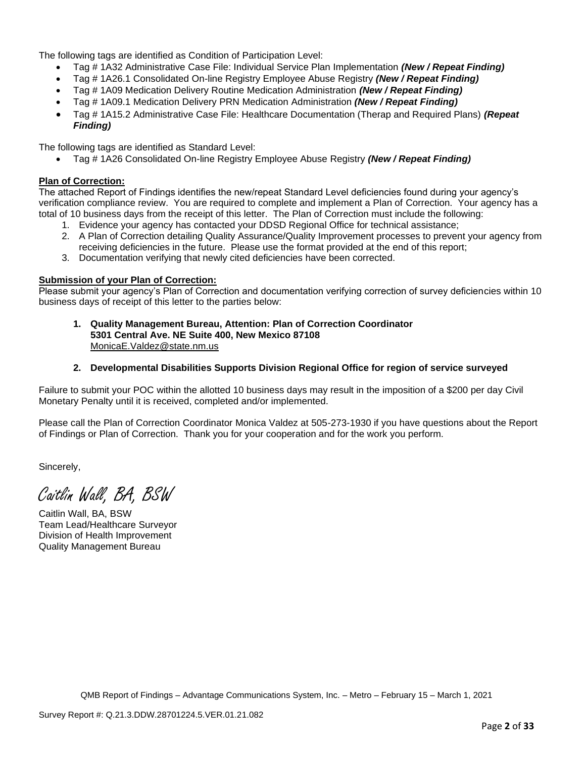The following tags are identified as Condition of Participation Level:

- Tag # 1A32 Administrative Case File: Individual Service Plan Implementation ***(New / Repeat Finding)***
- Tag # 1A26.1 Consolidated On-line Registry Employee Abuse Registry ***(New / Repeat Finding)***
- Tag # 1A09 Medication Delivery Routine Medication Administration ***(New / Repeat Finding)***
- Tag # 1A09.1 Medication Delivery PRN Medication Administration ***(New / Repeat Finding)***
- Tag # 1A15.2 Administrative Case File: Healthcare Documentation (Therap and Required Plans) ***(Repeat Finding)***

The following tags are identified as Standard Level:

- Tag # 1A26 Consolidated On-line Registry Employee Abuse Registry ***(New / Repeat Finding)***

**Plan of Correction:**

The attached Report of Findings identifies the new/repeat Standard Level deficiencies found during your agency's verification compliance review. You are required to complete and implement a Plan of Correction. Your agency has a total of 10 business days from the receipt of this letter. The Plan of Correction must include the following:

1. Evidence your agency has contacted your DDSD Regional Office for technical assistance;
2. A Plan of Correction detailing Quality Assurance/Quality Improvement processes to prevent your agency from receiving deficiencies in the future. Please use the format provided at the end of this report;
3. Documentation verifying that newly cited deficiencies have been corrected.

**Submission of your Plan of Correction:**

Please submit your agency's Plan of Correction and documentation verifying correction of survey deficiencies within 10 business days of receipt of this letter to the parties below:

1. **Quality Management Bureau, Attention: Plan of Correction Coordinator**
   **5301 Central Ave. NE Suite 400, New Mexico 87108**
   MonicaE.Valdez@state.nm.us

2. **Developmental Disabilities Supports Division Regional Office for region of service surveyed**

Failure to submit your POC within the allotted 10 business days may result in the imposition of a $200 per day Civil Monetary Penalty until it is received, completed and/or implemented.

Please call the Plan of Correction Coordinator Monica Valdez at 505-273-1930 if you have questions about the Report of Findings or Plan of Correction. Thank you for your cooperation and for the work you perform.

Sincerely,

*Caitlin Wall, BA, BSW*

Caitlin Wall, BA, BSW
Team Lead/Healthcare Surveyor
Division of Health Improvement
Quality Management Bureau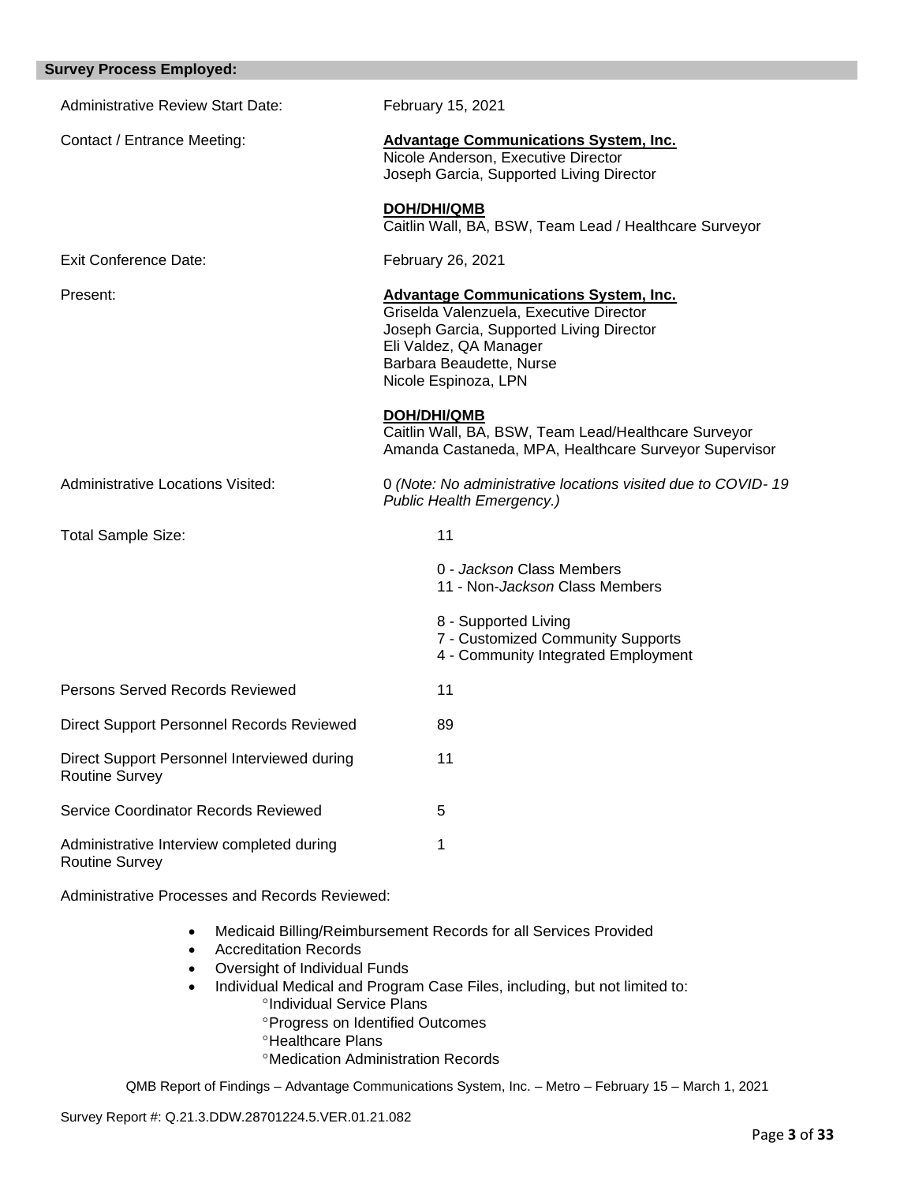## Survey Process Employed:

Administrative Review Start Date: February 15, 2021

Contact / Entrance Meeting:

**Advantage Communications System, Inc.**
Nicole Anderson, Executive Director
Joseph Garcia, Supported Living Director

**DOH/DHI/QMB**
Caitlin Wall, BA, BSW, Team Lead / Healthcare Surveyor

Exit Conference Date: February 26, 2021

Present:

**Advantage Communications System, Inc.**
Griselda Valenzuela, Executive Director
Joseph Garcia, Supported Living Director
Eli Valdez, QA Manager
Barbara Beaudette, Nurse
Nicole Espinoza, LPN

**DOH/DHI/QMB**
Caitlin Wall, BA, BSW, Team Lead/Healthcare Surveyor
Amanda Castaneda, MPA, Healthcare Surveyor Supervisor

Administrative Locations Visited: 0 *(Note: No administrative locations visited due to COVID- 19 Public Health Emergency.)*

Total Sample Size: 11

0 - *Jackson* Class Members
11 - Non-*Jackson* Class Members

8 - Supported Living
7 - Customized Community Supports
4 - Community Integrated Employment

Persons Served Records Reviewed: 11

Direct Support Personnel Records Reviewed: 89

Direct Support Personnel Interviewed during Routine Survey: 11

Service Coordinator Records Reviewed: 5

Administrative Interview completed during Routine Survey: 1

Administrative Processes and Records Reviewed:

- Medicaid Billing/Reimbursement Records for all Services Provided
- Accreditation Records
- Oversight of Individual Funds
- Individual Medical and Program Case Files, including, but not limited to:
  - °Individual Service Plans
  - °Progress on Identified Outcomes
  - °Healthcare Plans
  - °Medication Administration Records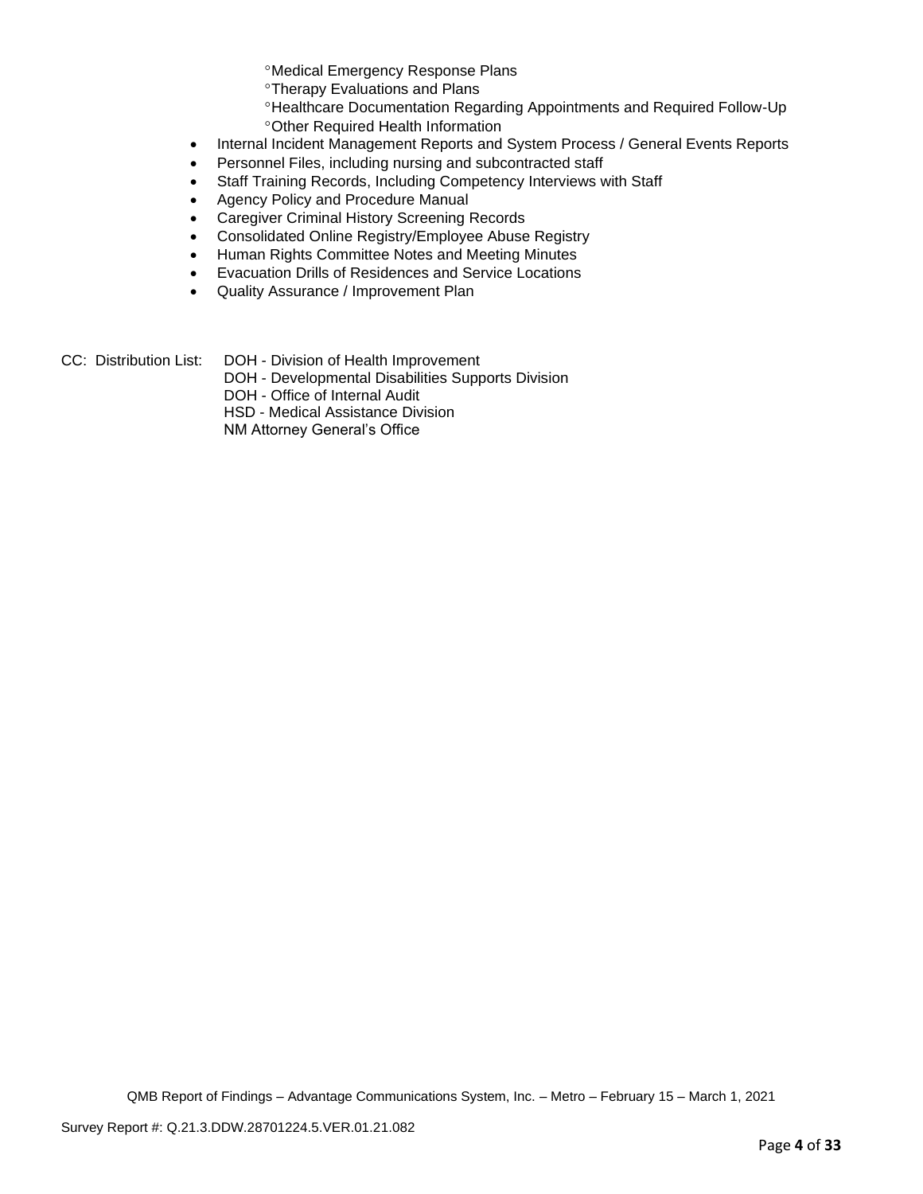- °Medical Emergency Response Plans
    - °Therapy Evaluations and Plans
    - °Healthcare Documentation Regarding Appointments and Required Follow-Up
    - °Other Required Health Information
- Internal Incident Management Reports and System Process / General Events Reports
- Personnel Files, including nursing and subcontracted staff
- Staff Training Records, Including Competency Interviews with Staff
- Agency Policy and Procedure Manual
- Caregiver Criminal History Screening Records
- Consolidated Online Registry/Employee Abuse Registry
- Human Rights Committee Notes and Meeting Minutes
- Evacuation Drills of Residences and Service Locations
- Quality Assurance / Improvement Plan

CC: Distribution List: DOH - Division of Health Improvement
DOH - Developmental Disabilities Supports Division
DOH - Office of Internal Audit
HSD - Medical Assistance Division
NM Attorney General's Office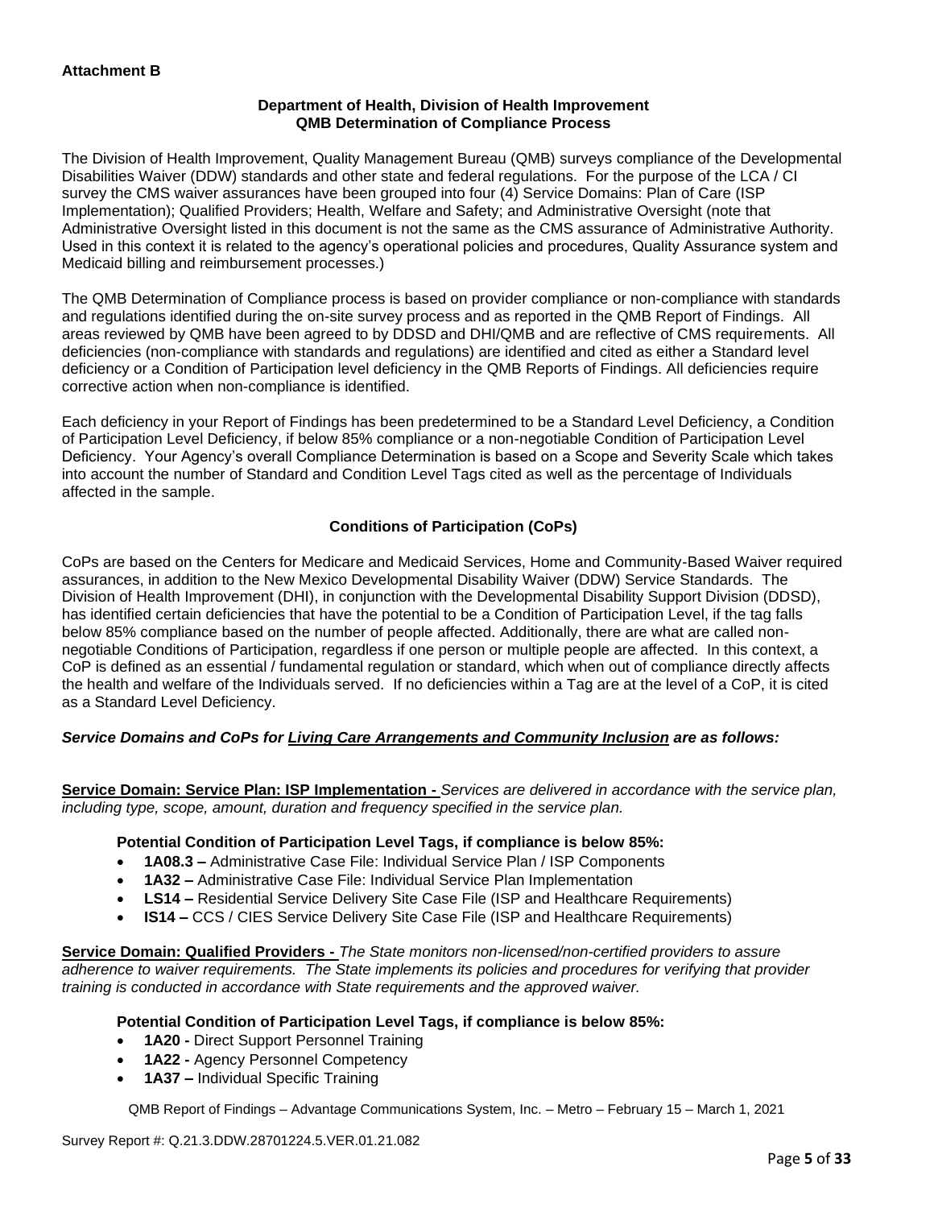**Attachment B**

**Department of Health, Division of Health Improvement**
**QMB Determination of Compliance Process**

The Division of Health Improvement, Quality Management Bureau (QMB) surveys compliance of the Developmental Disabilities Waiver (DDW) standards and other state and federal regulations. For the purpose of the LCA / CI survey the CMS waiver assurances have been grouped into four (4) Service Domains: Plan of Care (ISP Implementation); Qualified Providers; Health, Welfare and Safety; and Administrative Oversight (note that Administrative Oversight listed in this document is not the same as the CMS assurance of Administrative Authority. Used in this context it is related to the agency's operational policies and procedures, Quality Assurance system and Medicaid billing and reimbursement processes.)

The QMB Determination of Compliance process is based on provider compliance or non-compliance with standards and regulations identified during the on-site survey process and as reported in the QMB Report of Findings. All areas reviewed by QMB have been agreed to by DDSD and DHI/QMB and are reflective of CMS requirements. All deficiencies (non-compliance with standards and regulations) are identified and cited as either a Standard level deficiency or a Condition of Participation level deficiency in the QMB Reports of Findings. All deficiencies require corrective action when non-compliance is identified.

Each deficiency in your Report of Findings has been predetermined to be a Standard Level Deficiency, a Condition of Participation Level Deficiency, if below 85% compliance or a non-negotiable Condition of Participation Level Deficiency. Your Agency's overall Compliance Determination is based on a Scope and Severity Scale which takes into account the number of Standard and Condition Level Tags cited as well as the percentage of Individuals affected in the sample.

**Conditions of Participation (CoPs)**

CoPs are based on the Centers for Medicare and Medicaid Services, Home and Community-Based Waiver required assurances, in addition to the New Mexico Developmental Disability Waiver (DDW) Service Standards. The Division of Health Improvement (DHI), in conjunction with the Developmental Disability Support Division (DDSD), has identified certain deficiencies that have the potential to be a Condition of Participation Level, if the tag falls below 85% compliance based on the number of people affected. Additionally, there are what are called non-negotiable Conditions of Participation, regardless if one person or multiple people are affected. In this context, a CoP is defined as an essential / fundamental regulation or standard, which when out of compliance directly affects the health and welfare of the Individuals served. If no deficiencies within a Tag are at the level of a CoP, it is cited as a Standard Level Deficiency.

***Service Domains and CoPs for Living Care Arrangements and Community Inclusion are as follows:***

**Service Domain: Service Plan: ISP Implementation -** *Services are delivered in accordance with the service plan, including type, scope, amount, duration and frequency specified in the service plan.*

**Potential Condition of Participation Level Tags, if compliance is below 85%:**

- **1A08.3 –** Administrative Case File: Individual Service Plan / ISP Components
- **1A32 –** Administrative Case File: Individual Service Plan Implementation
- **LS14 –** Residential Service Delivery Site Case File (ISP and Healthcare Requirements)
- **IS14 –** CCS / CIES Service Delivery Site Case File (ISP and Healthcare Requirements)

**Service Domain: Qualified Providers -** *The State monitors non-licensed/non-certified providers to assure adherence to waiver requirements. The State implements its policies and procedures for verifying that provider training is conducted in accordance with State requirements and the approved waiver.*

**Potential Condition of Participation Level Tags, if compliance is below 85%:**

- **1A20 -** Direct Support Personnel Training
- **1A22 -** Agency Personnel Competency
- **1A37 –** Individual Specific Training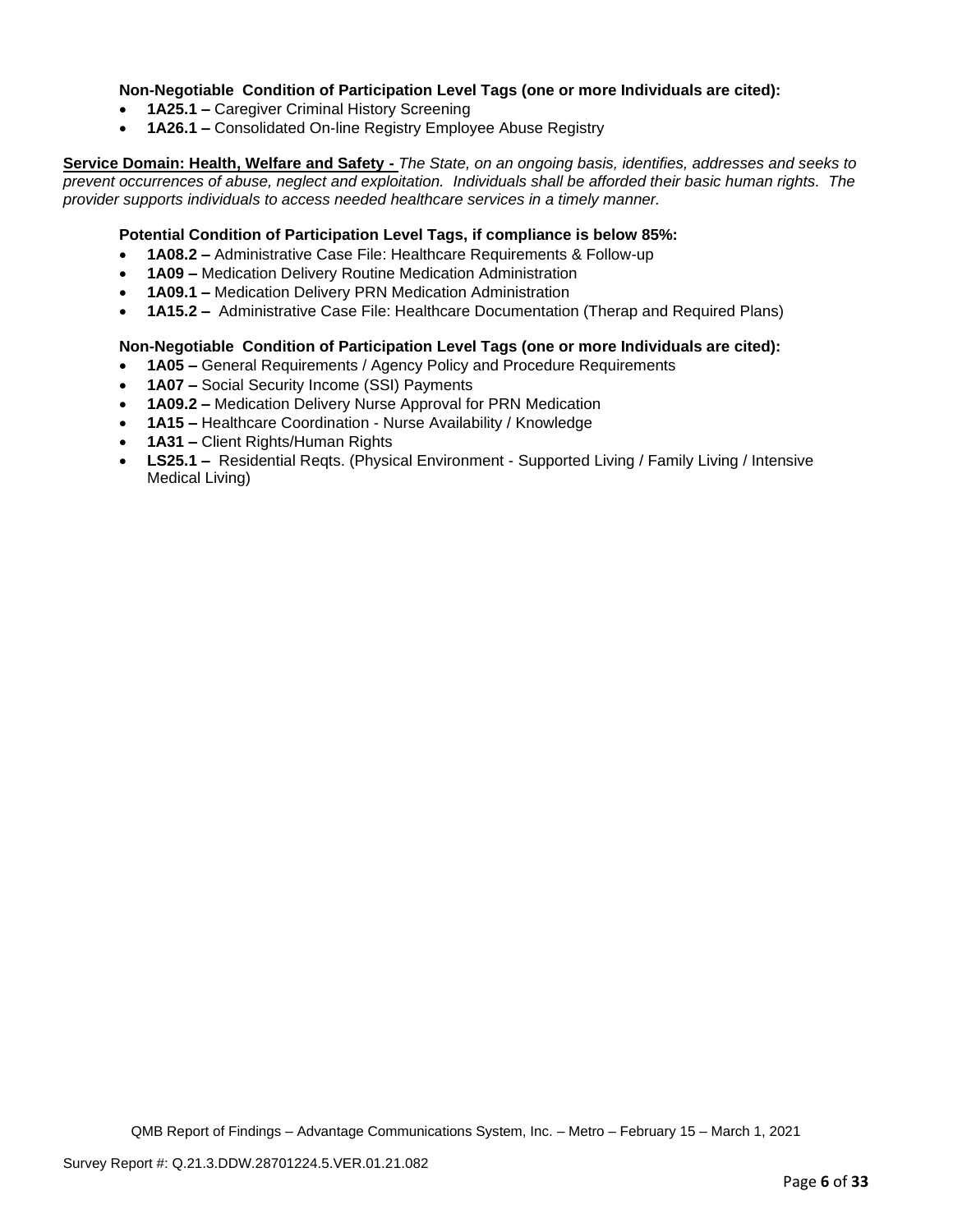**Non-Negotiable Condition of Participation Level Tags (one or more Individuals are cited):**

- **1A25.1 –** Caregiver Criminal History Screening
- **1A26.1 –** Consolidated On-line Registry Employee Abuse Registry

**Service Domain: Health, Welfare and Safety -** *The State, on an ongoing basis, identifies, addresses and seeks to prevent occurrences of abuse, neglect and exploitation. Individuals shall be afforded their basic human rights. The provider supports individuals to access needed healthcare services in a timely manner.*

**Potential Condition of Participation Level Tags, if compliance is below 85%:**

- **1A08.2 –** Administrative Case File: Healthcare Requirements & Follow-up
- **1A09 –** Medication Delivery Routine Medication Administration
- **1A09.1 –** Medication Delivery PRN Medication Administration
- **1A15.2 –** Administrative Case File: Healthcare Documentation (Therap and Required Plans)

**Non-Negotiable Condition of Participation Level Tags (one or more Individuals are cited):**

- **1A05 –** General Requirements / Agency Policy and Procedure Requirements
- **1A07 –** Social Security Income (SSI) Payments
- **1A09.2 –** Medication Delivery Nurse Approval for PRN Medication
- **1A15 –** Healthcare Coordination - Nurse Availability / Knowledge
- **1A31 –** Client Rights/Human Rights
- **LS25.1 –** Residential Reqts. (Physical Environment - Supported Living / Family Living / Intensive Medical Living)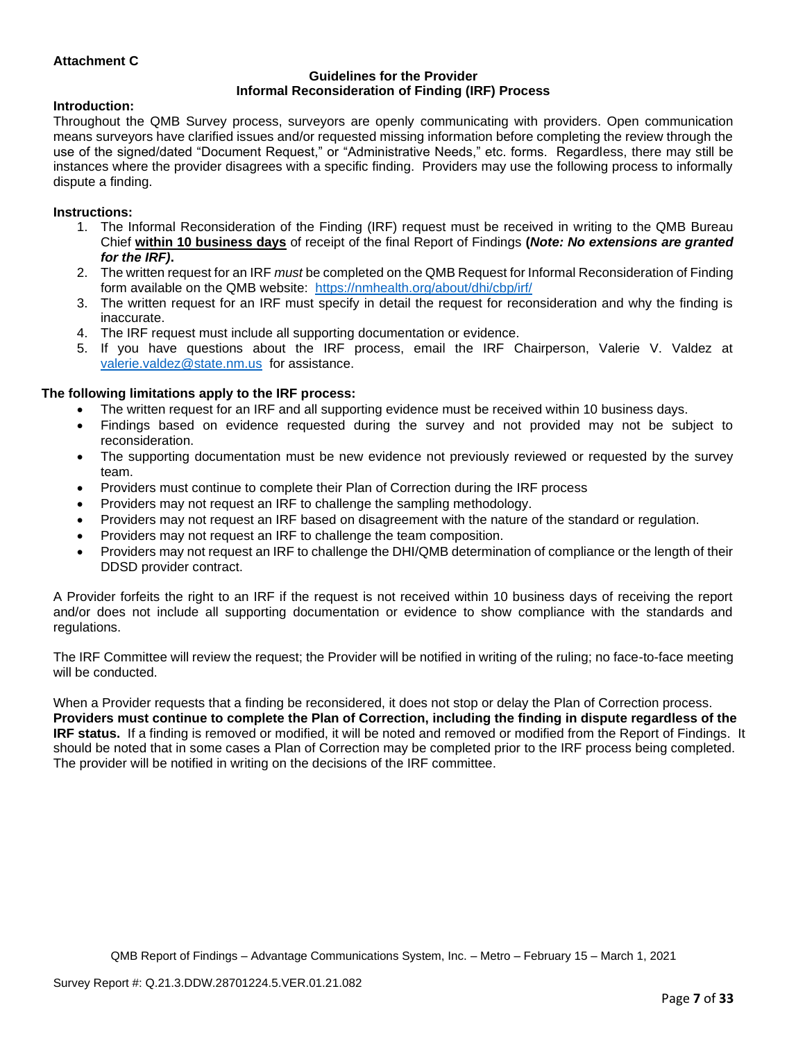**Attachment C**

## Guidelines for the Provider
## Informal Reconsideration of Finding (IRF) Process

**Introduction:**

Throughout the QMB Survey process, surveyors are openly communicating with providers. Open communication means surveyors have clarified issues and/or requested missing information before completing the review through the use of the signed/dated "Document Request," or "Administrative Needs," etc. forms. Regardless, there may still be instances where the provider disagrees with a specific finding. Providers may use the following process to informally dispute a finding.

**Instructions:**

1. The Informal Reconsideration of the Finding (IRF) request must be received in writing to the QMB Bureau Chief **within 10 business days** of receipt of the final Report of Findings **(*Note: No extensions are granted for the IRF)*.**
2. The written request for an IRF *must* be completed on the QMB Request for Informal Reconsideration of Finding form available on the QMB website: https://nmhealth.org/about/dhi/cbp/irf/
3. The written request for an IRF must specify in detail the request for reconsideration and why the finding is inaccurate.
4. The IRF request must include all supporting documentation or evidence.
5. If you have questions about the IRF process, email the IRF Chairperson, Valerie V. Valdez at valerie.valdez@state.nm.us for assistance.

**The following limitations apply to the IRF process:**

- The written request for an IRF and all supporting evidence must be received within 10 business days.
- Findings based on evidence requested during the survey and not provided may not be subject to reconsideration.
- The supporting documentation must be new evidence not previously reviewed or requested by the survey team.
- Providers must continue to complete their Plan of Correction during the IRF process
- Providers may not request an IRF to challenge the sampling methodology.
- Providers may not request an IRF based on disagreement with the nature of the standard or regulation.
- Providers may not request an IRF to challenge the team composition.
- Providers may not request an IRF to challenge the DHI/QMB determination of compliance or the length of their DDSD provider contract.

A Provider forfeits the right to an IRF if the request is not received within 10 business days of receiving the report and/or does not include all supporting documentation or evidence to show compliance with the standards and regulations.

The IRF Committee will review the request; the Provider will be notified in writing of the ruling; no face-to-face meeting will be conducted.

When a Provider requests that a finding be reconsidered, it does not stop or delay the Plan of Correction process. **Providers must continue to complete the Plan of Correction, including the finding in dispute regardless of the IRF status.** If a finding is removed or modified, it will be noted and removed or modified from the Report of Findings. It should be noted that in some cases a Plan of Correction may be completed prior to the IRF process being completed. The provider will be notified in writing on the decisions of the IRF committee.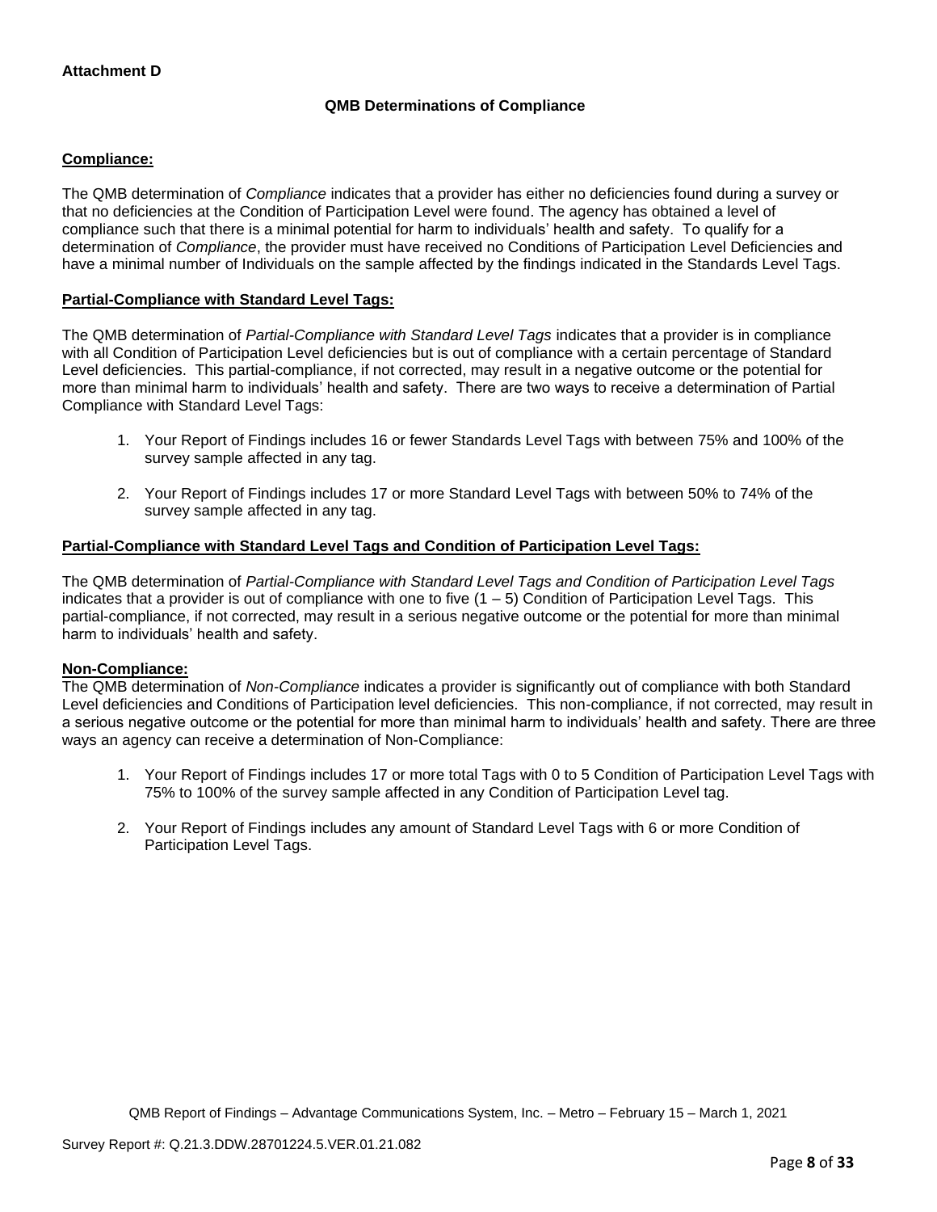**Attachment D**

## QMB Determinations of Compliance

**Compliance:**

The QMB determination of *Compliance* indicates that a provider has either no deficiencies found during a survey or that no deficiencies at the Condition of Participation Level were found. The agency has obtained a level of compliance such that there is a minimal potential for harm to individuals' health and safety. To qualify for a determination of *Compliance*, the provider must have received no Conditions of Participation Level Deficiencies and have a minimal number of Individuals on the sample affected by the findings indicated in the Standards Level Tags.

**Partial-Compliance with Standard Level Tags:**

The QMB determination of *Partial-Compliance with Standard Level Tags* indicates that a provider is in compliance with all Condition of Participation Level deficiencies but is out of compliance with a certain percentage of Standard Level deficiencies. This partial-compliance, if not corrected, may result in a negative outcome or the potential for more than minimal harm to individuals' health and safety. There are two ways to receive a determination of Partial Compliance with Standard Level Tags:

1. Your Report of Findings includes 16 or fewer Standards Level Tags with between 75% and 100% of the survey sample affected in any tag.
2. Your Report of Findings includes 17 or more Standard Level Tags with between 50% to 74% of the survey sample affected in any tag.

**Partial-Compliance with Standard Level Tags and Condition of Participation Level Tags:**

The QMB determination of *Partial-Compliance with Standard Level Tags and Condition of Participation Level Tags* indicates that a provider is out of compliance with one to five (1 – 5) Condition of Participation Level Tags. This partial-compliance, if not corrected, may result in a serious negative outcome or the potential for more than minimal harm to individuals' health and safety.

**Non-Compliance:**

The QMB determination of *Non-Compliance* indicates a provider is significantly out of compliance with both Standard Level deficiencies and Conditions of Participation level deficiencies. This non-compliance, if not corrected, may result in a serious negative outcome or the potential for more than minimal harm to individuals' health and safety. There are three ways an agency can receive a determination of Non-Compliance:

1. Your Report of Findings includes 17 or more total Tags with 0 to 5 Condition of Participation Level Tags with 75% to 100% of the survey sample affected in any Condition of Participation Level tag.
2. Your Report of Findings includes any amount of Standard Level Tags with 6 or more Condition of Participation Level Tags.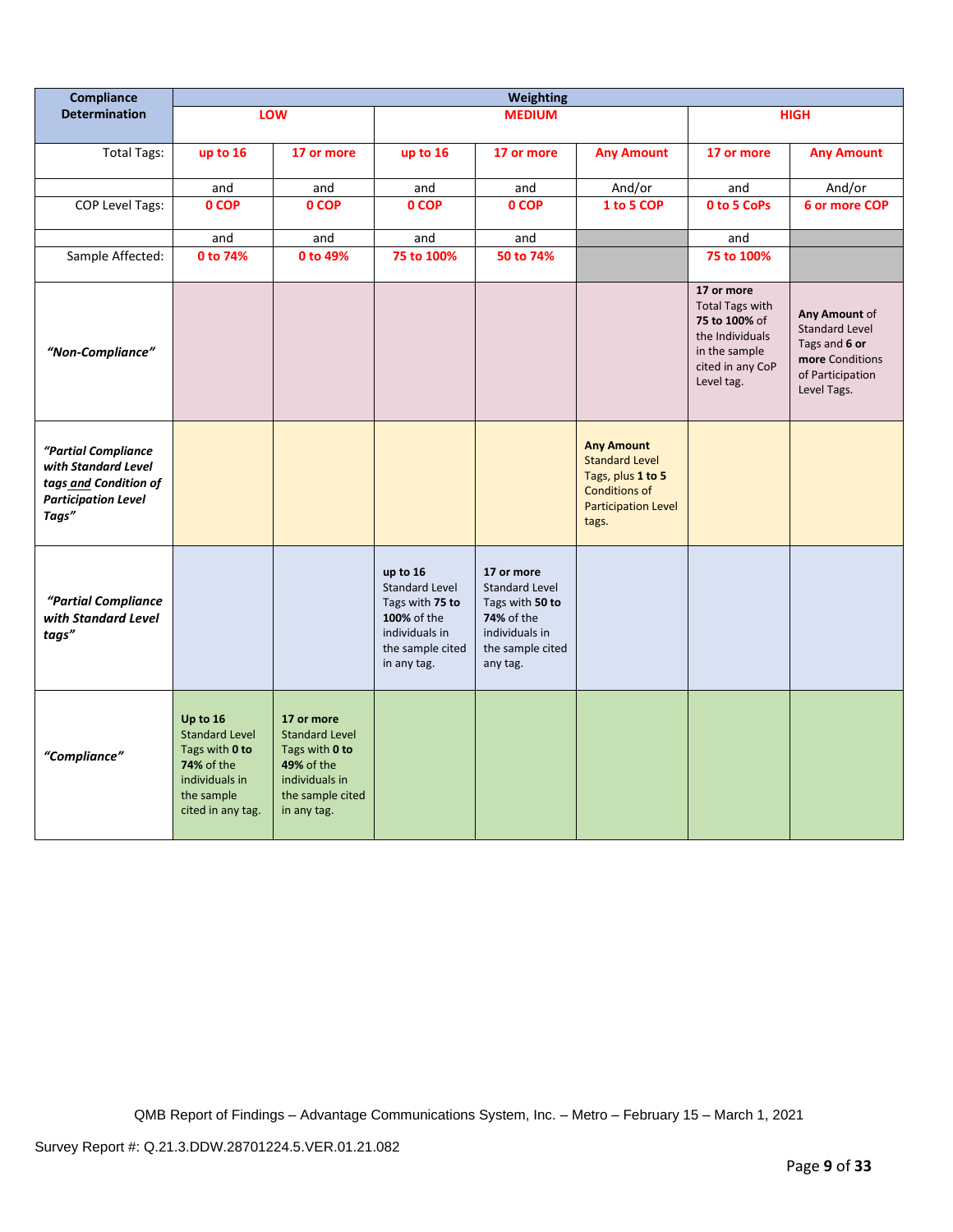| Compliance Determination | Weighting | | | | | | |
|---|---|---|---|---|---|---|---|
| | LOW | | MEDIUM | | | HIGH | |
| Total Tags: | up to 16 | 17 or more | up to 16 | 17 or more | Any Amount | 17 or more | Any Amount |
| | and | and | and | and | And/or | and | And/or |
| COP Level Tags: | 0 COP | 0 COP | 0 COP | 0 COP | 1 to 5 COP | 0 to 5 CoPs | 6 or more COP |
| | and | and | and | and | | and | |
| Sample Affected: | 0 to 74% | 0 to 49% | 75 to 100% | 50 to 74% | | 75 to 100% | |
| *"Non-Compliance"* | | | | | | **17 or more** Total Tags with **75 to 100%** of the Individuals in the sample cited in any CoP Level tag. | **Any Amount** of Standard Level Tags and **6 or more** Conditions of Participation Level Tags. |
| *"Partial Compliance with Standard Level tags and Condition of Participation Level Tags"* | | | | | **Any Amount** Standard Level Tags, plus **1 to 5** Conditions of Participation Level tags. | | |
| *"Partial Compliance with Standard Level tags"* | | | **up to 16** Standard Level Tags with **75 to 100%** of the individuals in the sample cited in any tag. | **17 or more** Standard Level Tags with **50 to 74%** of the individuals in the sample cited any tag. | | | |
| *"Compliance"* | **Up to 16** Standard Level Tags with **0 to 74%** of the individuals in the sample cited in any tag. | **17 or more** Standard Level Tags with **0 to 49%** of the individuals in the sample cited in any tag. | | | | | |

QMB Report of Findings – Advantage Communications System, Inc. – Metro – February 15 – March 1, 2021

Survey Report #: Q.21.3.DDW.28701224.5.VER.01.21.082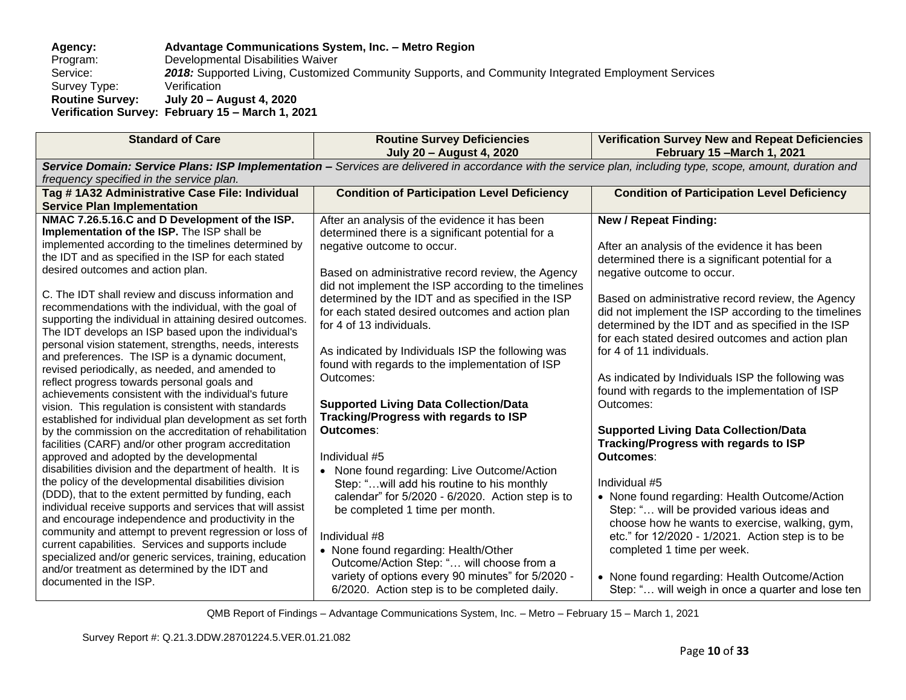**Agency:** **Advantage Communications System, Inc. – Metro Region**
Program: Developmental Disabilities Waiver
Service: ***2018:*** Supported Living, Customized Community Supports, and Community Integrated Employment Services
Survey Type: Verification
**Routine Survey: July 20 – August 4, 2020**
**Verification Survey: February 15 – March 1, 2021**

| Standard of Care | Routine Survey Deficiencies July 20 – August 4, 2020 | Verification Survey New and Repeat Deficiencies February 15 –March 1, 2021 |
|---|---|---|
| ***Service Domain: Service Plans: ISP Implementation –*** *Services are delivered in accordance with the service plan, including type, scope, amount, duration and frequency specified in the service plan.* | | |
| **Tag # 1A32 Administrative Case File: Individual Service Plan Implementation** | **Condition of Participation Level Deficiency** | **Condition of Participation Level Deficiency** |
| **NMAC 7.26.5.16.C and D Development of the ISP. Implementation of the ISP.** The ISP shall be implemented according to the timelines determined by the IDT and as specified in the ISP for each stated desired outcomes and action plan.<br><br>C. The IDT shall review and discuss information and recommendations with the individual, with the goal of supporting the individual in attaining desired outcomes. The IDT develops an ISP based upon the individual's personal vision statement, strengths, needs, interests and preferences. The ISP is a dynamic document, revised periodically, as needed, and amended to reflect progress towards personal goals and achievements consistent with the individual's future vision. This regulation is consistent with standards established for individual plan development as set forth by the commission on the accreditation of rehabilitation facilities (CARF) and/or other program accreditation approved and adopted by the developmental disabilities division and the department of health. It is the policy of the developmental disabilities division (DDD), that to the extent permitted by funding, each individual receive supports and services that will assist and encourage independence and productivity in the community and attempt to prevent regression or loss of current capabilities. Services and supports include specialized and/or generic services, training, education and/or treatment as determined by the IDT and documented in the ISP. | After an analysis of the evidence it has been determined there is a significant potential for a negative outcome to occur.<br><br>Based on administrative record review, the Agency did not implement the ISP according to the timelines determined by the IDT and as specified in the ISP for each stated desired outcomes and action plan for 4 of 13 individuals.<br><br>As indicated by Individuals ISP the following was found with regards to the implementation of ISP Outcomes:<br><br>**Supported Living Data Collection/Data Tracking/Progress with regards to ISP Outcomes**:<br><br>Individual #5<br>• None found regarding: Live Outcome/Action Step: "…will add his routine to his monthly calendar" for 5/2020 - 6/2020. Action step is to be completed 1 time per month.<br><br>Individual #8<br>• None found regarding: Health/Other Outcome/Action Step: "… will choose from a variety of options every 90 minutes" for 5/2020 - 6/2020. Action step is to be completed daily. | **New / Repeat Finding:**<br><br>After an analysis of the evidence it has been determined there is a significant potential for a negative outcome to occur.<br><br>Based on administrative record review, the Agency did not implement the ISP according to the timelines determined by the IDT and as specified in the ISP for each stated desired outcomes and action plan for 4 of 11 individuals.<br><br>As indicated by Individuals ISP the following was found with regards to the implementation of ISP Outcomes:<br><br>**Supported Living Data Collection/Data Tracking/Progress with regards to ISP Outcomes**:<br><br>Individual #5<br>• None found regarding: Health Outcome/Action Step: "… will be provided various ideas and choose how he wants to exercise, walking, gym, etc." for 12/2020 - 1/2021. Action step is to be completed 1 time per week.<br><br>• None found regarding: Health Outcome/Action Step: "… will weigh in once a quarter and lose ten |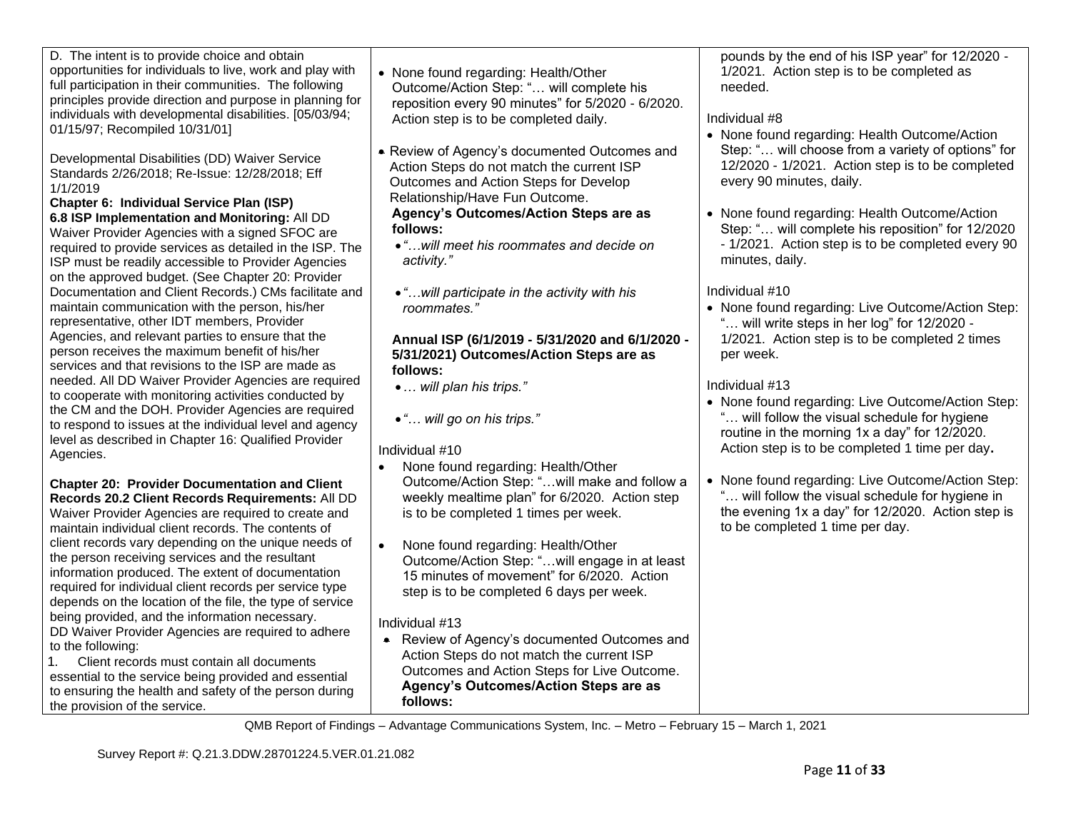| | | |
|---|---|---|
| D. The intent is to provide choice and obtain opportunities for individuals to live, work and play with full participation in their communities. The following principles provide direction and purpose in planning for individuals with developmental disabilities. [05/03/94; 01/15/97; Recompiled 10/31/01]<br><br>Developmental Disabilities (DD) Waiver Service Standards 2/26/2018; Re-Issue: 12/28/2018; Eff 1/1/2019<br>**Chapter 6: Individual Service Plan (ISP)**<br>**6.8 ISP Implementation and Monitoring:** All DD Waiver Provider Agencies with a signed SFOC are required to provide services as detailed in the ISP. The ISP must be readily accessible to Provider Agencies on the approved budget. (See Chapter 20: Provider Documentation and Client Records.) CMs facilitate and maintain communication with the person, his/her representative, other IDT members, Provider Agencies, and relevant parties to ensure that the person receives the maximum benefit of his/her services and that revisions to the ISP are made as needed. All DD Waiver Provider Agencies are required to cooperate with monitoring activities conducted by the CM and the DOH. Provider Agencies are required to respond to issues at the individual level and agency level as described in Chapter 16: Qualified Provider Agencies.<br><br>**Chapter 20: Provider Documentation and Client Records 20.2 Client Records Requirements:** All DD Waiver Provider Agencies are required to create and maintain individual client records. The contents of client records vary depending on the unique needs of the person receiving services and the resultant information produced. The extent of documentation required for individual client records per service type depends on the location of the file, the type of service being provided, and the information necessary.<br>DD Waiver Provider Agencies are required to adhere to the following:<br>1. Client records must contain all documents essential to the service being provided and essential to ensuring the health and safety of the person during the provision of the service. | • None found regarding: Health/Other Outcome/Action Step: "… will complete his reposition every 90 minutes" for 5/2020 - 6/2020. Action step is to be completed daily.<br><br>• Review of Agency's documented Outcomes and Action Steps do not match the current ISP Outcomes and Action Steps for Develop Relationship/Have Fun Outcome.<br>**Agency's Outcomes/Action Steps are as follows:**<br>• *"…will meet his roommates and decide on activity."*<br>• *"…will participate in the activity with his roommates."*<br><br>**Annual ISP (6/1/2019 - 5/31/2020 and 6/1/2020 - 5/31/2021) Outcomes/Action Steps are as follows:**<br>• *… will plan his trips."*<br>• *"… will go on his trips."*<br><br>Individual #10<br>• None found regarding: Health/Other Outcome/Action Step: "…will make and follow a weekly mealtime plan" for 6/2020. Action step is to be completed 1 times per week.<br><br>• None found regarding: Health/Other Outcome/Action Step: "…will engage in at least 15 minutes of movement" for 6/2020. Action step is to be completed 6 days per week.<br><br>Individual #13<br>• Review of Agency's documented Outcomes and Action Steps do not match the current ISP Outcomes and Action Steps for Live Outcome.<br>**Agency's Outcomes/Action Steps are as follows:** | pounds by the end of his ISP year" for 12/2020 - 1/2021. Action step is to be completed as needed.<br><br>Individual #8<br>• None found regarding: Health Outcome/Action Step: "… will choose from a variety of options" for 12/2020 - 1/2021. Action step is to be completed every 90 minutes, daily.<br><br>• None found regarding: Health Outcome/Action Step: "… will complete his reposition" for 12/2020 - 1/2021. Action step is to be completed every 90 minutes, daily.<br><br>Individual #10<br>• None found regarding: Live Outcome/Action Step: "… will write steps in her log" for 12/2020 - 1/2021. Action step is to be completed 2 times per week.<br><br>Individual #13<br>• None found regarding: Live Outcome/Action Step: "… will follow the visual schedule for hygiene routine in the morning 1x a day" for 12/2020. Action step is to be completed 1 time per day**.**<br><br>• None found regarding: Live Outcome/Action Step: "… will follow the visual schedule for hygiene in the evening 1x a day" for 12/2020. Action step is to be completed 1 time per day. |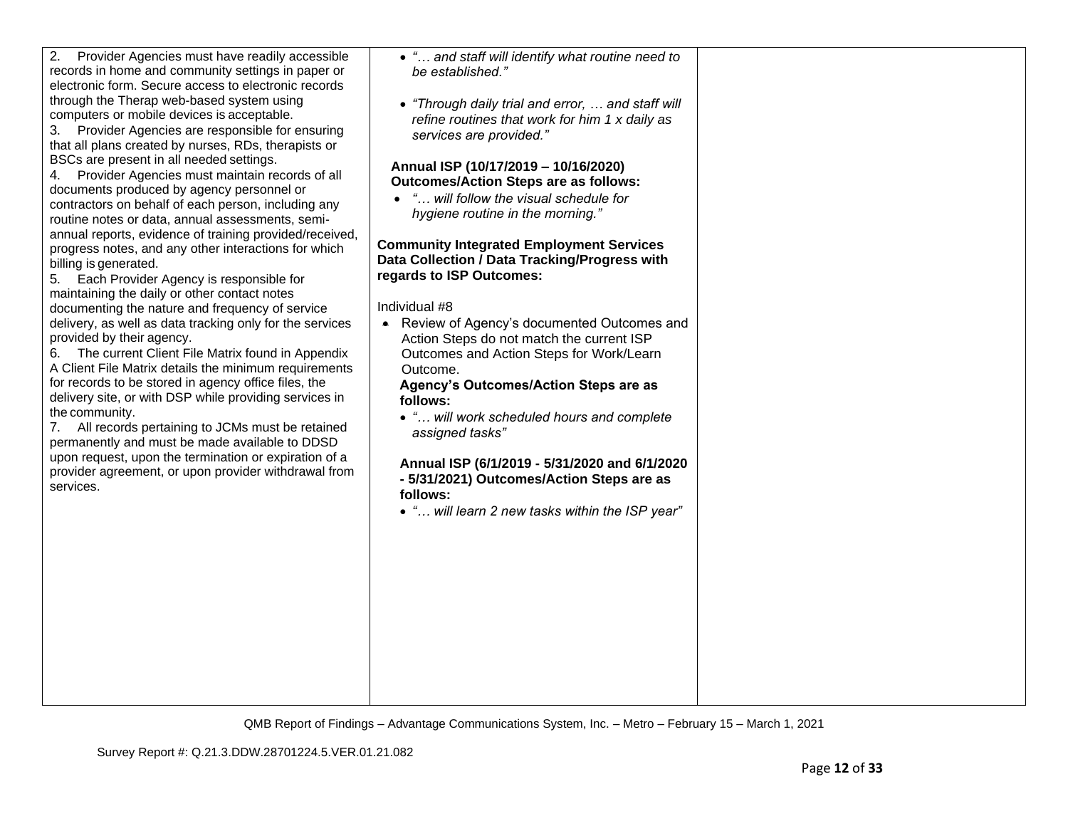| | | |
|---|---|---|
| 2. Provider Agencies must have readily accessible records in home and community settings in paper or electronic form. Secure access to electronic records through the Therap web-based system using computers or mobile devices is acceptable.<br>3. Provider Agencies are responsible for ensuring that all plans created by nurses, RDs, therapists or BSCs are present in all needed settings.<br>4. Provider Agencies must maintain records of all documents produced by agency personnel or contractors on behalf of each person, including any routine notes or data, annual assessments, semi-annual reports, evidence of training provided/received, progress notes, and any other interactions for which billing is generated.<br>5. Each Provider Agency is responsible for maintaining the daily or other contact notes documenting the nature and frequency of service delivery, as well as data tracking only for the services provided by their agency.<br>6. The current Client File Matrix found in Appendix A Client File Matrix details the minimum requirements for records to be stored in agency office files, the delivery site, or with DSP while providing services in the community.<br>7. All records pertaining to JCMs must be retained permanently and must be made available to DDSD upon request, upon the termination or expiration of a provider agreement, or upon provider withdrawal from services. | • *"… and staff will identify what routine need to be established."*<br><br>• *"Through daily trial and error, … and staff will refine routines that work for him 1 x daily as services are provided."*<br><br>**Annual ISP (10/17/2019 – 10/16/2020) Outcomes/Action Steps are as follows:**<br>• *"… will follow the visual schedule for hygiene routine in the morning."*<br><br>**Community Integrated Employment Services Data Collection / Data Tracking/Progress with regards to ISP Outcomes:**<br><br>Individual #8<br>• Review of Agency's documented Outcomes and Action Steps do not match the current ISP Outcomes and Action Steps for Work/Learn Outcome.<br>**Agency's Outcomes/Action Steps are as follows:**<br>• *"… will work scheduled hours and complete assigned tasks"*<br><br>**Annual ISP (6/1/2019 - 5/31/2020 and 6/1/2020 - 5/31/2021) Outcomes/Action Steps are as follows:**<br>• *"… will learn 2 new tasks within the ISP year"* | |

QMB Report of Findings – Advantage Communications System, Inc. – Metro – February 15 – March 1, 2021

Survey Report #: Q.21.3.DDW.28701224.5.VER.01.21.082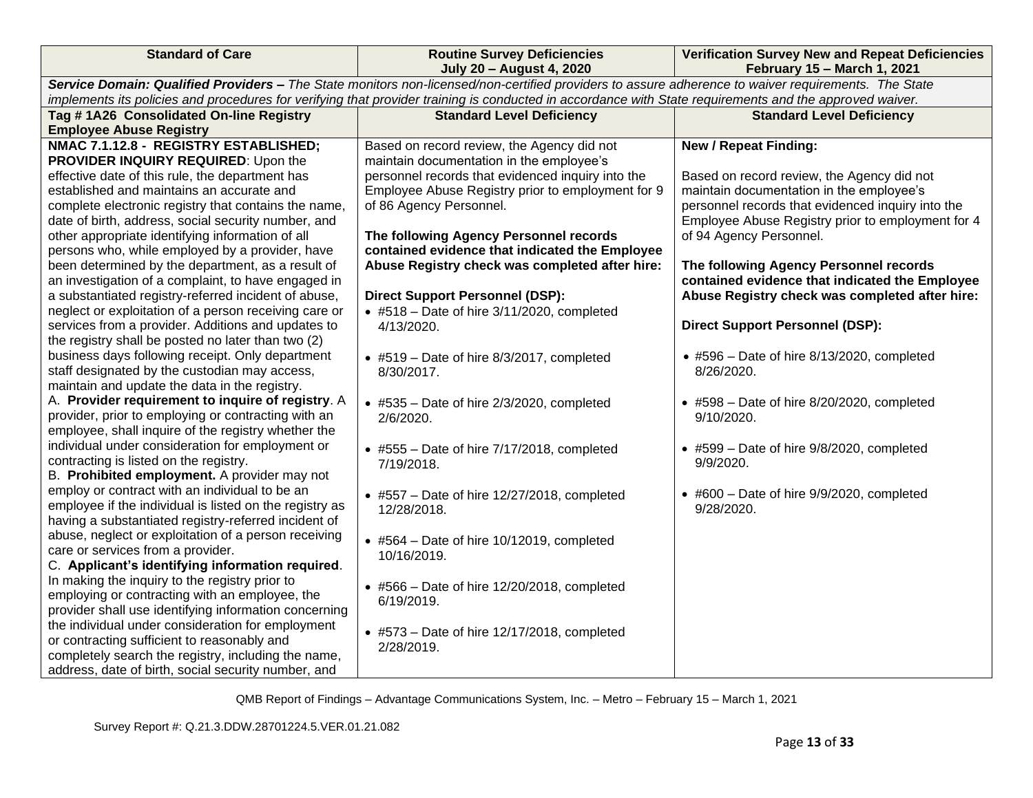| Standard of Care | Routine Survey Deficiencies July 20 – August 4, 2020 | Verification Survey New and Repeat Deficiencies February 15 – March 1, 2021 |
|---|---|---|
| ***Service Domain: Qualified Providers –*** *The State monitors non-licensed/non-certified providers to assure adherence to waiver requirements. The State implements its policies and procedures for verifying that provider training is conducted in accordance with State requirements and the approved waiver.* | | |
| **Tag # 1A26 Consolidated On-line Registry Employee Abuse Registry** | **Standard Level Deficiency** | **Standard Level Deficiency** |
| **NMAC 7.1.12.8 - REGISTRY ESTABLISHED; PROVIDER INQUIRY REQUIRED**: Upon the effective date of this rule, the department has established and maintains an accurate and complete electronic registry that contains the name, date of birth, address, social security number, and other appropriate identifying information of all persons who, while employed by a provider, have been determined by the department, as a result of an investigation of a complaint, to have engaged in a substantiated registry-referred incident of abuse, neglect or exploitation of a person receiving care or services from a provider. Additions and updates to the registry shall be posted no later than two (2) business days following receipt. Only department staff designated by the custodian may access, maintain and update the data in the registry.<br>A. **Provider requirement to inquire of registry**. A provider, prior to employing or contracting with an employee, shall inquire of the registry whether the individual under consideration for employment or contracting is listed on the registry.<br>B. **Prohibited employment.** A provider may not employ or contract with an individual to be an employee if the individual is listed on the registry as having a substantiated registry-referred incident of abuse, neglect or exploitation of a person receiving care or services from a provider.<br>C. **Applicant's identifying information required**. In making the inquiry to the registry prior to employing or contracting with an employee, the provider shall use identifying information concerning the individual under consideration for employment or contracting sufficient to reasonably and completely search the registry, including the name, address, date of birth, social security number, and | Based on record review, the Agency did not maintain documentation in the employee's personnel records that evidenced inquiry into the Employee Abuse Registry prior to employment for 9 of 86 Agency Personnel.<br><br>**The following Agency Personnel records contained evidence that indicated the Employee Abuse Registry check was completed after hire:**<br><br>**Direct Support Personnel (DSP):**<br>• #518 – Date of hire 3/11/2020, completed 4/13/2020.<br>• #519 – Date of hire 8/3/2017, completed 8/30/2017.<br>• #535 – Date of hire 2/3/2020, completed 2/6/2020.<br>• #555 – Date of hire 7/17/2018, completed 7/19/2018.<br>• #557 – Date of hire 12/27/2018, completed 12/28/2018.<br>• #564 – Date of hire 10/12019, completed 10/16/2019.<br>• #566 – Date of hire 12/20/2018, completed 6/19/2019.<br>• #573 – Date of hire 12/17/2018, completed 2/28/2019. | **New / Repeat Finding:**<br><br>Based on record review, the Agency did not maintain documentation in the employee's personnel records that evidenced inquiry into the Employee Abuse Registry prior to employment for 4 of 94 Agency Personnel.<br><br>**The following Agency Personnel records contained evidence that indicated the Employee Abuse Registry check was completed after hire:**<br><br>**Direct Support Personnel (DSP):**<br>• #596 – Date of hire 8/13/2020, completed 8/26/2020.<br>• #598 – Date of hire 8/20/2020, completed 9/10/2020.<br>• #599 – Date of hire 9/8/2020, completed 9/9/2020.<br>• #600 – Date of hire 9/9/2020, completed 9/28/2020. |

QMB Report of Findings – Advantage Communications System, Inc. – Metro – February 15 – March 1, 2021

Survey Report #: Q.21.3.DDW.28701224.5.VER.01.21.082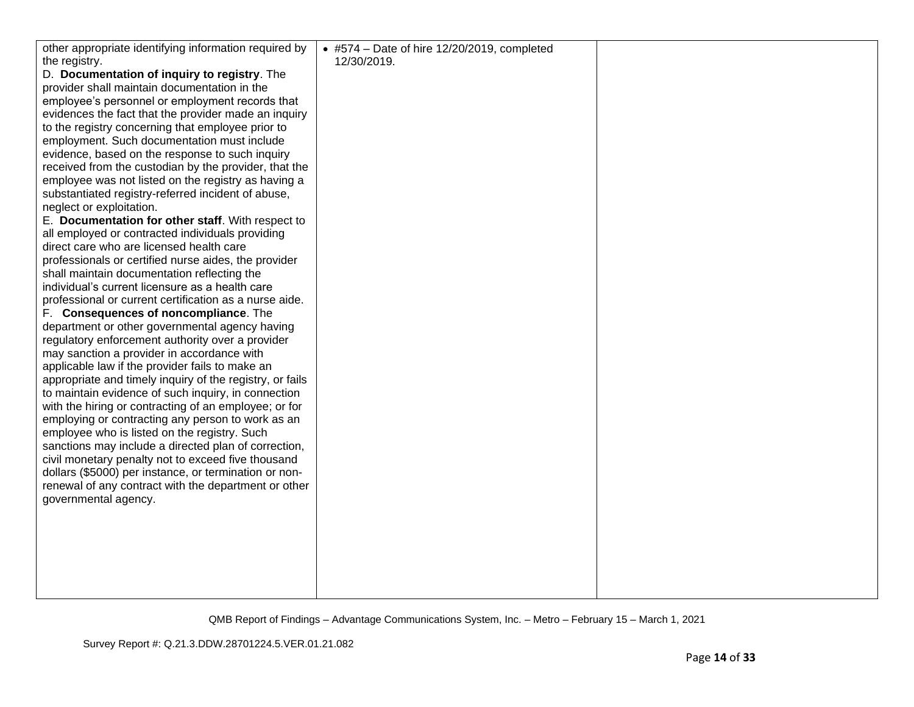| | | |
|---|---|---|
| other appropriate identifying information required by the registry.<br>D. **Documentation of inquiry to registry**. The provider shall maintain documentation in the employee's personnel or employment records that evidences the fact that the provider made an inquiry to the registry concerning that employee prior to employment. Such documentation must include evidence, based on the response to such inquiry received from the custodian by the provider, that the employee was not listed on the registry as having a substantiated registry-referred incident of abuse, neglect or exploitation.<br>E. **Documentation for other staff**. With respect to all employed or contracted individuals providing direct care who are licensed health care professionals or certified nurse aides, the provider shall maintain documentation reflecting the individual's current licensure as a health care professional or current certification as a nurse aide.<br>F. **Consequences of noncompliance**. The department or other governmental agency having regulatory enforcement authority over a provider may sanction a provider in accordance with applicable law if the provider fails to make an appropriate and timely inquiry of the registry, or fails to maintain evidence of such inquiry, in connection with the hiring or contracting of an employee; or for employing or contracting any person to work as an employee who is listed on the registry. Such sanctions may include a directed plan of correction, civil monetary penalty not to exceed five thousand dollars ($5000) per instance, or termination or non-renewal of any contract with the department or other governmental agency. | • #574 – Date of hire 12/20/2019, completed 12/30/2019. | |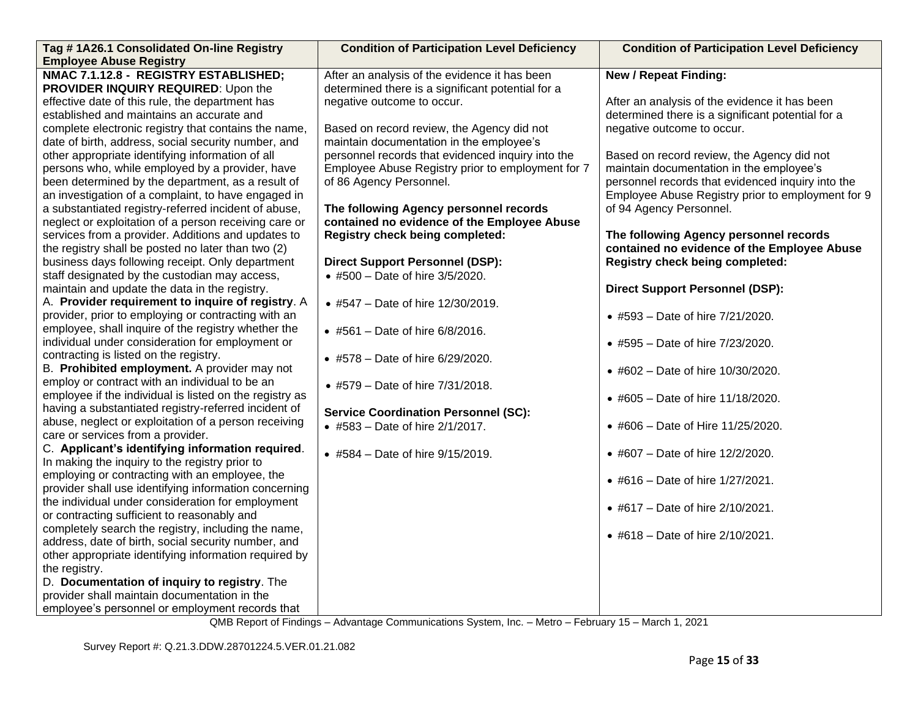| Tag # 1A26.1 Consolidated On-line Registry Employee Abuse Registry | Condition of Participation Level Deficiency | Condition of Participation Level Deficiency |
|---|---|---|
| **NMAC 7.1.12.8 - REGISTRY ESTABLISHED; PROVIDER INQUIRY REQUIRED**: Upon the effective date of this rule, the department has established and maintains an accurate and complete electronic registry that contains the name, date of birth, address, social security number, and other appropriate identifying information of all persons who, while employed by a provider, have been determined by the department, as a result of an investigation of a complaint, to have engaged in a substantiated registry-referred incident of abuse, neglect or exploitation of a person receiving care or services from a provider. Additions and updates to the registry shall be posted no later than two (2) business days following receipt. Only department staff designated by the custodian may access, maintain and update the data in the registry.<br>A. **Provider requirement to inquire of registry**. A provider, prior to employing or contracting with an employee, shall inquire of the registry whether the individual under consideration for employment or contracting is listed on the registry.<br>B. **Prohibited employment.** A provider may not employ or contract with an individual to be an employee if the individual is listed on the registry as having a substantiated registry-referred incident of abuse, neglect or exploitation of a person receiving care or services from a provider.<br>C. **Applicant's identifying information required**. In making the inquiry to the registry prior to employing or contracting with an employee, the provider shall use identifying information concerning the individual under consideration for employment or contracting sufficient to reasonably and completely search the registry, including the name, address, date of birth, social security number, and other appropriate identifying information required by the registry.<br>D. **Documentation of inquiry to registry**. The provider shall maintain documentation in the employee's personnel or employment records that | After an analysis of the evidence it has been determined there is a significant potential for a negative outcome to occur.<br><br>Based on record review, the Agency did not maintain documentation in the employee's personnel records that evidenced inquiry into the Employee Abuse Registry prior to employment for 7 of 86 Agency Personnel.<br><br>**The following Agency personnel records contained no evidence of the Employee Abuse Registry check being completed:**<br><br>**Direct Support Personnel (DSP):**<br>• #500 – Date of hire 3/5/2020.<br>• #547 – Date of hire 12/30/2019.<br>• #561 – Date of hire 6/8/2016.<br>• #578 – Date of hire 6/29/2020.<br>• #579 – Date of hire 7/31/2018.<br><br>**Service Coordination Personnel (SC):**<br>• #583 – Date of hire 2/1/2017.<br>• #584 – Date of hire 9/15/2019. | **New / Repeat Finding:**<br><br>After an analysis of the evidence it has been determined there is a significant potential for a negative outcome to occur.<br><br>Based on record review, the Agency did not maintain documentation in the employee's personnel records that evidenced inquiry into the Employee Abuse Registry prior to employment for 9 of 94 Agency Personnel.<br><br>**The following Agency personnel records contained no evidence of the Employee Abuse Registry check being completed:**<br><br>**Direct Support Personnel (DSP):**<br>• #593 – Date of hire 7/21/2020.<br>• #595 – Date of hire 7/23/2020.<br>• #602 – Date of hire 10/30/2020.<br>• #605 – Date of hire 11/18/2020.<br>• #606 – Date of Hire 11/25/2020.<br>• #607 – Date of hire 12/2/2020.<br>• #616 – Date of hire 1/27/2021.<br>• #617 – Date of hire 2/10/2021.<br>• #618 – Date of hire 2/10/2021. |

QMB Report of Findings – Advantage Communications System, Inc. – Metro – February 15 – March 1, 2021

Survey Report #: Q.21.3.DDW.28701224.5.VER.01.21.082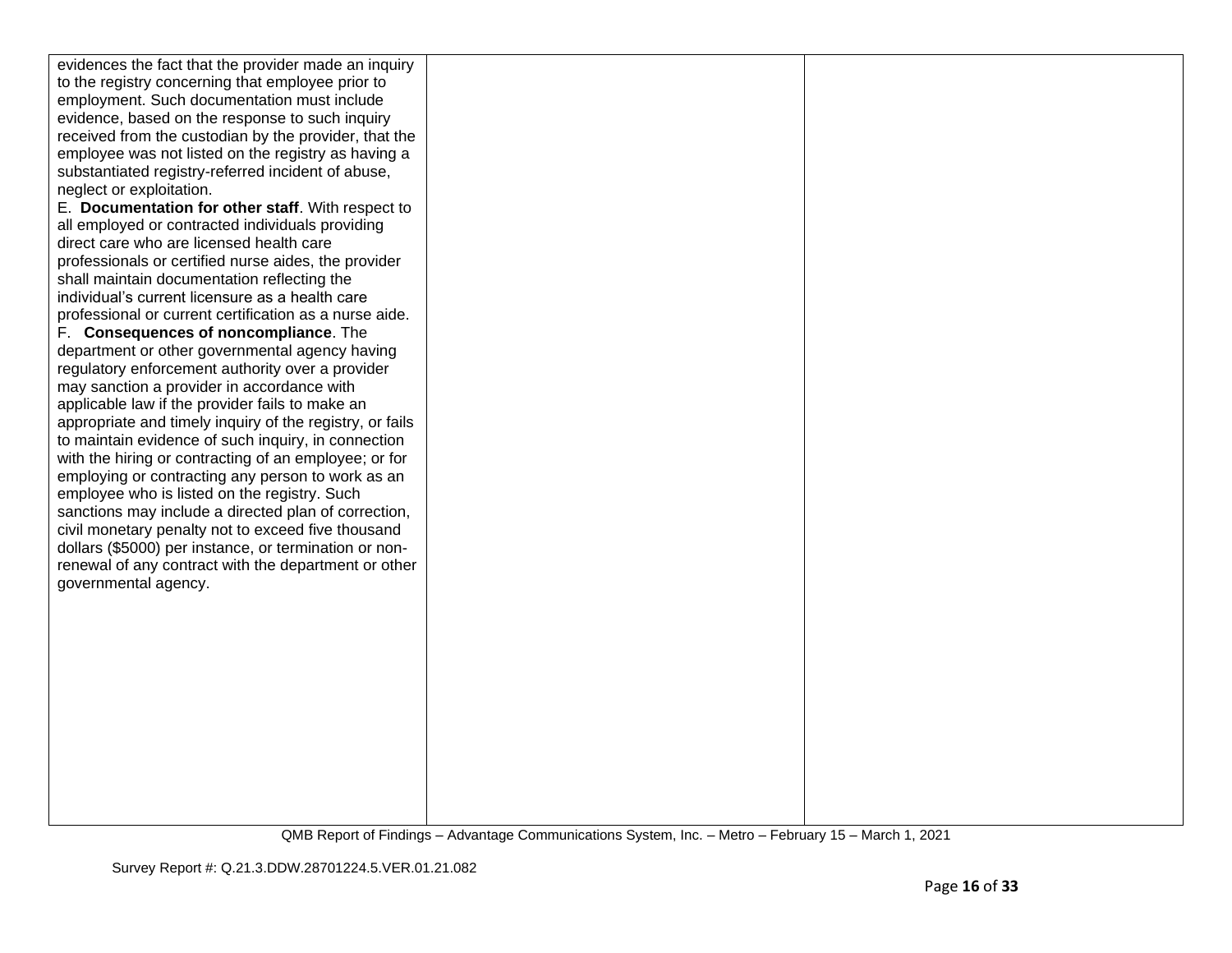| | | |
|---|---|---|
| evidences the fact that the provider made an inquiry to the registry concerning that employee prior to employment. Such documentation must include evidence, based on the response to such inquiry received from the custodian by the provider, that the employee was not listed on the registry as having a substantiated registry-referred incident of abuse, neglect or exploitation.<br>E. **Documentation for other staff**. With respect to all employed or contracted individuals providing direct care who are licensed health care professionals or certified nurse aides, the provider shall maintain documentation reflecting the individual's current licensure as a health care professional or current certification as a nurse aide.<br>F. **Consequences of noncompliance**. The department or other governmental agency having regulatory enforcement authority over a provider may sanction a provider in accordance with applicable law if the provider fails to make an appropriate and timely inquiry of the registry, or fails to maintain evidence of such inquiry, in connection with the hiring or contracting of an employee; or for employing or contracting any person to work as an employee who is listed on the registry. Such sanctions may include a directed plan of correction, civil monetary penalty not to exceed five thousand dollars ($5000) per instance, or termination or non-renewal of any contract with the department or other governmental agency. | | |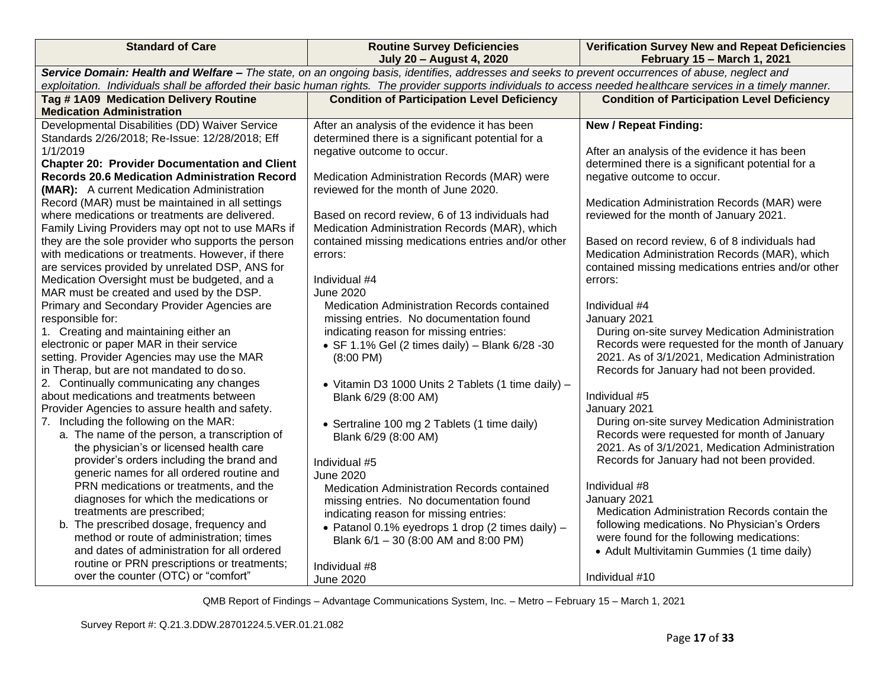| Standard of Care | Routine Survey Deficiencies July 20 – August 4, 2020 | Verification Survey New and Repeat Deficiencies February 15 – March 1, 2021 |
|---|---|---|
| ***Service Domain: Health and Welfare –*** *The state, on an ongoing basis, identifies, addresses and seeks to prevent occurrences of abuse, neglect and exploitation. Individuals shall be afforded their basic human rights. The provider supports individuals to access needed healthcare services in a timely manner.* | | |
| **Tag # 1A09 Medication Delivery Routine Medication Administration** | **Condition of Participation Level Deficiency** | **Condition of Participation Level Deficiency** |
| Developmental Disabilities (DD) Waiver Service Standards 2/26/2018; Re-Issue: 12/28/2018; Eff 1/1/2019<br>**Chapter 20: Provider Documentation and Client Records 20.6 Medication Administration Record (MAR):** A current Medication Administration Record (MAR) must be maintained in all settings where medications or treatments are delivered. Family Living Providers may opt not to use MARs if they are the sole provider who supports the person with medications or treatments. However, if there are services provided by unrelated DSP, ANS for Medication Oversight must be budgeted, and a MAR must be created and used by the DSP.<br>Primary and Secondary Provider Agencies are responsible for:<br>1. Creating and maintaining either an electronic or paper MAR in their service setting. Provider Agencies may use the MAR in Therap, but are not mandated to do so.<br>2. Continually communicating any changes about medications and treatments between Provider Agencies to assure health and safety.<br>7. Including the following on the MAR:<br>a. The name of the person, a transcription of the physician's or licensed health care provider's orders including the brand and generic names for all ordered routine and PRN medications or treatments, and the diagnoses for which the medications or treatments are prescribed;<br>b. The prescribed dosage, frequency and method or route of administration; times and dates of administration for all ordered routine or PRN prescriptions or treatments; over the counter (OTC) or "comfort" | After an analysis of the evidence it has been determined there is a significant potential for a negative outcome to occur.<br><br>Medication Administration Records (MAR) were reviewed for the month of June 2020.<br><br>Based on record review, 6 of 13 individuals had Medication Administration Records (MAR), which contained missing medications entries and/or other errors:<br><br>Individual #4<br>June 2020<br>Medication Administration Records contained missing entries. No documentation found indicating reason for missing entries:<br>• SF 1.1% Gel (2 times daily) – Blank 6/28 -30 (8:00 PM)<br><br>• Vitamin D3 1000 Units 2 Tablets (1 time daily) – Blank 6/29 (8:00 AM)<br><br>• Sertraline 100 mg 2 Tablets (1 time daily) Blank 6/29 (8:00 AM)<br><br>Individual #5<br>June 2020<br>Medication Administration Records contained missing entries. No documentation found indicating reason for missing entries:<br>• Patanol 0.1% eyedrops 1 drop (2 times daily) – Blank 6/1 – 30 (8:00 AM and 8:00 PM)<br><br>Individual #8<br>June 2020 | **New / Repeat Finding:**<br><br>After an analysis of the evidence it has been determined there is a significant potential for a negative outcome to occur.<br><br>Medication Administration Records (MAR) were reviewed for the month of January 2021.<br><br>Based on record review, 6 of 8 individuals had Medication Administration Records (MAR), which contained missing medications entries and/or other errors:<br><br>Individual #4<br>January 2021<br>During on-site survey Medication Administration Records were requested for the month of January 2021. As of 3/1/2021, Medication Administration Records for January had not been provided.<br><br>Individual #5<br>January 2021<br>During on-site survey Medication Administration Records were requested for month of January 2021. As of 3/1/2021, Medication Administration Records for January had not been provided.<br><br>Individual #8<br>January 2021<br>Medication Administration Records contain the following medications. No Physician's Orders were found for the following medications:<br>• Adult Multivitamin Gummies (1 time daily)<br><br>Individual #10 |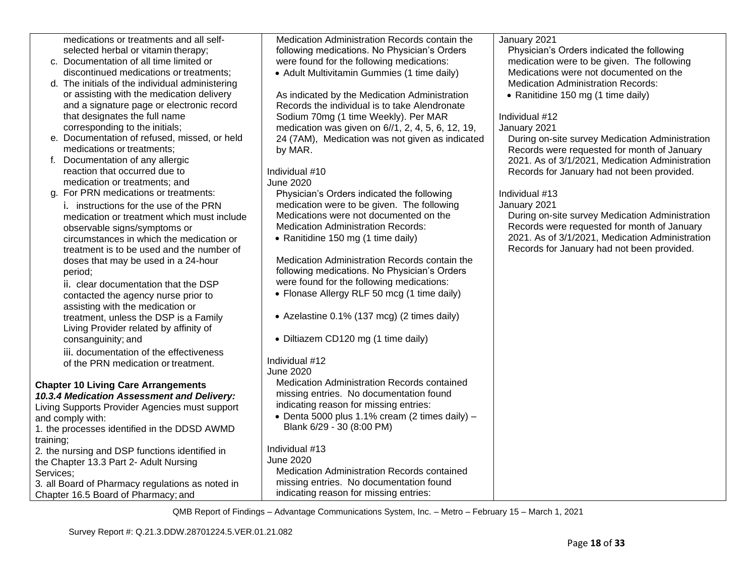| | | |
|---|---|---|
| medications or treatments and all self-selected herbal or vitamin therapy;<br>c. Documentation of all time limited or discontinued medications or treatments;<br>d. The initials of the individual administering or assisting with the medication delivery and a signature page or electronic record that designates the full name corresponding to the initials;<br>e. Documentation of refused, missed, or held medications or treatments;<br>f. Documentation of any allergic reaction that occurred due to medication or treatments; and<br>g. For PRN medications or treatments:<br>i. instructions for the use of the PRN medication or treatment which must include observable signs/symptoms or circumstances in which the medication or treatment is to be used and the number of doses that may be used in a 24-hour period;<br>ii. clear documentation that the DSP contacted the agency nurse prior to assisting with the medication or treatment, unless the DSP is a Family Living Provider related by affinity of consanguinity; and<br>iii. documentation of the effectiveness of the PRN medication or treatment.<br><br>**Chapter 10 Living Care Arrangements**<br>***10.3.4 Medication Assessment and Delivery:***<br>Living Supports Provider Agencies must support and comply with:<br>1. the processes identified in the DDSD AWMD training;<br>2. the nursing and DSP functions identified in the Chapter 13.3 Part 2- Adult Nursing Services;<br>3. all Board of Pharmacy regulations as noted in Chapter 16.5 Board of Pharmacy; and | Medication Administration Records contain the following medications. No Physician's Orders were found for the following medications:<br>• Adult Multivitamin Gummies (1 time daily)<br><br>As indicated by the Medication Administration Records the individual is to take Alendronate Sodium 70mg (1 time Weekly). Per MAR medication was given on 6//1, 2, 4, 5, 6, 12, 19, 24 (7AM), Medication was not given as indicated by MAR.<br><br>Individual #10<br>June 2020<br>Physician's Orders indicated the following medication were to be given. The following Medications were not documented on the Medication Administration Records:<br>• Ranitidine 150 mg (1 time daily)<br><br>Medication Administration Records contain the following medications. No Physician's Orders were found for the following medications:<br>• Flonase Allergy RLF 50 mcg (1 time daily)<br>• Azelastine 0.1% (137 mcg) (2 times daily)<br>• Diltiazem CD120 mg (1 time daily)<br><br>Individual #12<br>June 2020<br>Medication Administration Records contained missing entries. No documentation found indicating reason for missing entries:<br>• Denta 5000 plus 1.1% cream (2 times daily) – Blank 6/29 - 30 (8:00 PM)<br><br>Individual #13<br>June 2020<br>Medication Administration Records contained missing entries. No documentation found indicating reason for missing entries: | January 2021<br>Physician's Orders indicated the following medication were to be given. The following Medications were not documented on the Medication Administration Records:<br>• Ranitidine 150 mg (1 time daily)<br><br>Individual #12<br>January 2021<br>During on-site survey Medication Administration Records were requested for month of January 2021. As of 3/1/2021, Medication Administration Records for January had not been provided.<br><br>Individual #13<br>January 2021<br>During on-site survey Medication Administration Records were requested for month of January 2021. As of 3/1/2021, Medication Administration Records for January had not been provided. |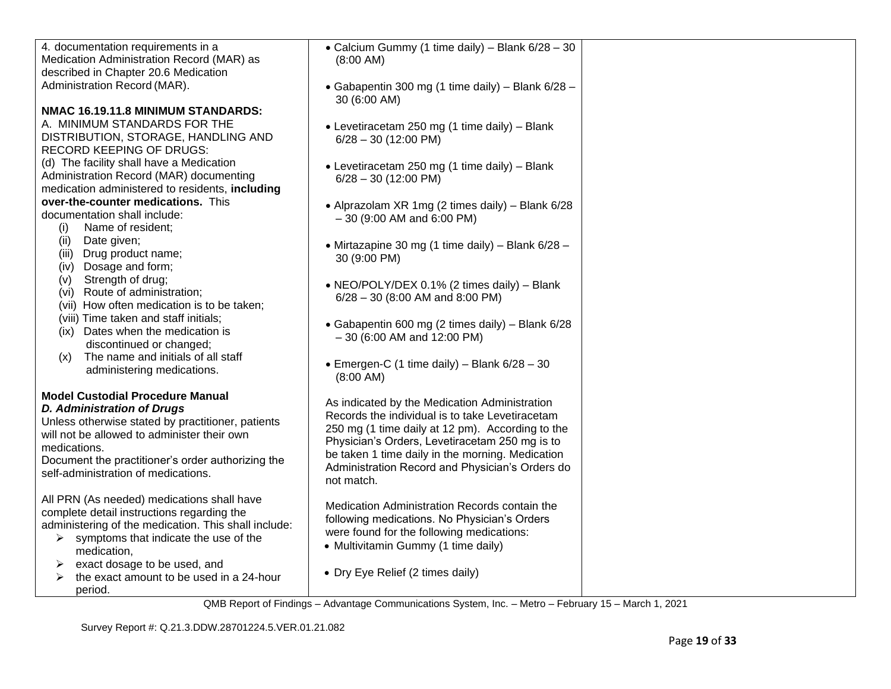| | | |
|---|---|---|
| 4. documentation requirements in a Medication Administration Record (MAR) as described in Chapter 20.6 Medication Administration Record (MAR).<br><br>**NMAC 16.19.11.8 MINIMUM STANDARDS:**<br>A. MINIMUM STANDARDS FOR THE DISTRIBUTION, STORAGE, HANDLING AND RECORD KEEPING OF DRUGS:<br>(d) The facility shall have a Medication Administration Record (MAR) documenting medication administered to residents, **including over-the-counter medications.** This documentation shall include:<br>(i) Name of resident;<br>(ii) Date given;<br>(iii) Drug product name;<br>(iv) Dosage and form;<br>(v) Strength of drug;<br>(vi) Route of administration;<br>(vii) How often medication is to be taken;<br>(viii) Time taken and staff initials;<br>(ix) Dates when the medication is discontinued or changed;<br>(x) The name and initials of all staff administering medications.<br><br>**Model Custodial Procedure Manual**<br>***D. Administration of Drugs***<br>Unless otherwise stated by practitioner, patients will not be allowed to administer their own medications.<br>Document the practitioner's order authorizing the self-administration of medications.<br><br>All PRN (As needed) medications shall have complete detail instructions regarding the administering of the medication. This shall include:<br>➢ symptoms that indicate the use of the medication,<br>➢ exact dosage to be used, and<br>➢ the exact amount to be used in a 24-hour period. | • Calcium Gummy (1 time daily) – Blank 6/28 – 30 (8:00 AM)<br><br>• Gabapentin 300 mg (1 time daily) – Blank 6/28 – 30 (6:00 AM)<br><br>• Levetiracetam 250 mg (1 time daily) – Blank 6/28 – 30 (12:00 PM)<br><br>• Levetiracetam 250 mg (1 time daily) – Blank 6/28 – 30 (12:00 PM)<br><br>• Alprazolam XR 1mg (2 times daily) – Blank 6/28 – 30 (9:00 AM and 6:00 PM)<br><br>• Mirtazapine 30 mg (1 time daily) – Blank 6/28 – 30 (9:00 PM)<br><br>• NEO/POLY/DEX 0.1% (2 times daily) – Blank 6/28 – 30 (8:00 AM and 8:00 PM)<br><br>• Gabapentin 600 mg (2 times daily) – Blank 6/28 – 30 (6:00 AM and 12:00 PM)<br><br>• Emergen-C (1 time daily) – Blank 6/28 – 30 (8:00 AM)<br><br>As indicated by the Medication Administration Records the individual is to take Levetiracetam 250 mg (1 time daily at 12 pm). According to the Physician's Orders, Levetiracetam 250 mg is to be taken 1 time daily in the morning. Medication Administration Record and Physician's Orders do not match.<br><br>Medication Administration Records contain the following medications. No Physician's Orders were found for the following medications:<br>• Multivitamin Gummy (1 time daily)<br><br>• Dry Eye Relief (2 times daily) | |

QMB Report of Findings – Advantage Communications System, Inc. – Metro – February 15 – March 1, 2021

Survey Report #: Q.21.3.DDW.28701224.5.VER.01.21.082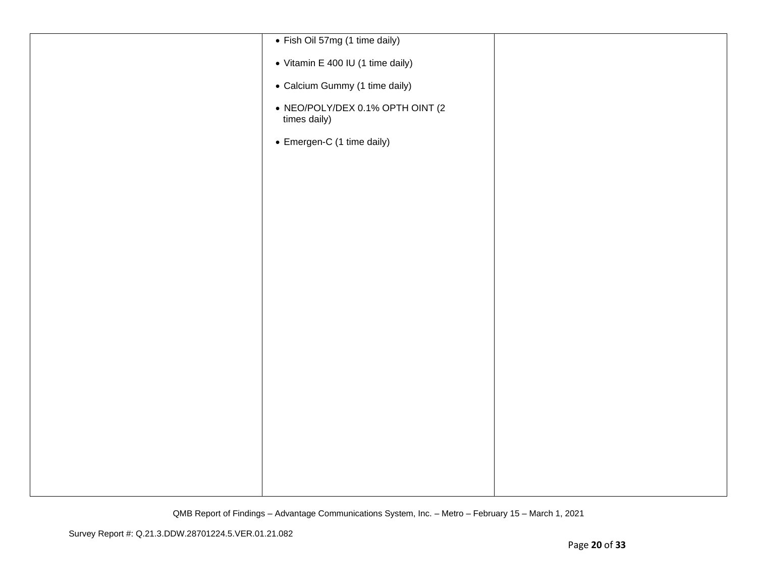| | | |
|---|---|---|
| | • Fish Oil 57mg (1 time daily)<br><br>• Vitamin E 400 IU (1 time daily)<br><br>• Calcium Gummy (1 time daily)<br><br>• NEO/POLY/DEX 0.1% OPTH OINT (2 times daily)<br><br>• Emergen-C (1 time daily) | |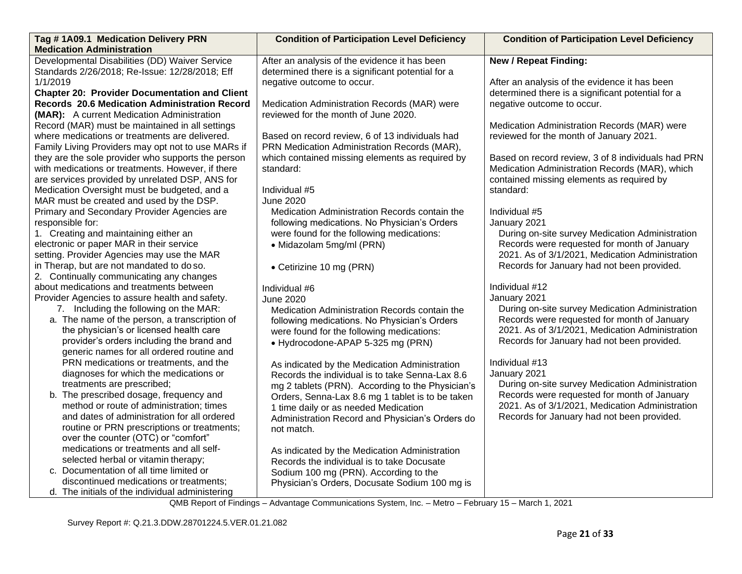| Tag # 1A09.1 Medication Delivery PRN Medication Administration | Condition of Participation Level Deficiency | Condition of Participation Level Deficiency |
|---|---|---|
| Developmental Disabilities (DD) Waiver Service Standards 2/26/2018; Re-Issue: 12/28/2018; Eff 1/1/2019<br>**Chapter 20: Provider Documentation and Client Records 20.6 Medication Administration Record (MAR):** A current Medication Administration Record (MAR) must be maintained in all settings where medications or treatments are delivered. Family Living Providers may opt not to use MARs if they are the sole provider who supports the person with medications or treatments. However, if there are services provided by unrelated DSP, ANS for Medication Oversight must be budgeted, and a MAR must be created and used by the DSP. Primary and Secondary Provider Agencies are responsible for:<br>1. Creating and maintaining either an electronic or paper MAR in their service setting. Provider Agencies may use the MAR in Therap, but are not mandated to do so.<br>2. Continually communicating any changes about medications and treatments between Provider Agencies to assure health and safety.<br>7. Including the following on the MAR:<br>a. The name of the person, a transcription of the physician's or licensed health care provider's orders including the brand and generic names for all ordered routine and PRN medications or treatments, and the diagnoses for which the medications or treatments are prescribed;<br>b. The prescribed dosage, frequency and method or route of administration; times and dates of administration for all ordered routine or PRN prescriptions or treatments; over the counter (OTC) or "comfort" medications or treatments and all self-selected herbal or vitamin therapy;<br>c. Documentation of all time limited or discontinued medications or treatments;<br>d. The initials of the individual administering | After an analysis of the evidence it has been determined there is a significant potential for a negative outcome to occur.<br><br>Medication Administration Records (MAR) were reviewed for the month of June 2020.<br><br>Based on record review, 6 of 13 individuals had PRN Medication Administration Records (MAR), which contained missing elements as required by standard:<br><br>Individual #5<br>June 2020<br>Medication Administration Records contain the following medications. No Physician's Orders were found for the following medications:<br>• Midazolam 5mg/ml (PRN)<br><br>• Cetirizine 10 mg (PRN)<br><br>Individual #6<br>June 2020<br>Medication Administration Records contain the following medications. No Physician's Orders were found for the following medications:<br>• Hydrocodone-APAP 5-325 mg (PRN)<br><br>As indicated by the Medication Administration Records the individual is to take Senna-Lax 8.6 mg 2 tablets (PRN). According to the Physician's Orders, Senna-Lax 8.6 mg 1 tablet is to be taken 1 time daily or as needed Medication Administration Record and Physician's Orders do not match.<br><br>As indicated by the Medication Administration Records the individual is to take Docusate Sodium 100 mg (PRN). According to the Physician's Orders, Docusate Sodium 100 mg is | **New / Repeat Finding:**<br><br>After an analysis of the evidence it has been determined there is a significant potential for a negative outcome to occur.<br><br>Medication Administration Records (MAR) were reviewed for the month of January 2021.<br><br>Based on record review, 3 of 8 individuals had PRN Medication Administration Records (MAR), which contained missing elements as required by standard:<br><br>Individual #5<br>January 2021<br>During on-site survey Medication Administration Records were requested for month of January 2021. As of 3/1/2021, Medication Administration Records for January had not been provided.<br><br>Individual #12<br>January 2021<br>During on-site survey Medication Administration Records were requested for month of January 2021. As of 3/1/2021, Medication Administration Records for January had not been provided.<br><br>Individual #13<br>January 2021<br>During on-site survey Medication Administration Records were requested for month of January 2021. As of 3/1/2021, Medication Administration Records for January had not been provided. |

QMB Report of Findings – Advantage Communications System, Inc. – Metro – February 15 – March 1, 2021

Survey Report #: Q.21.3.DDW.28701224.5.VER.01.21.082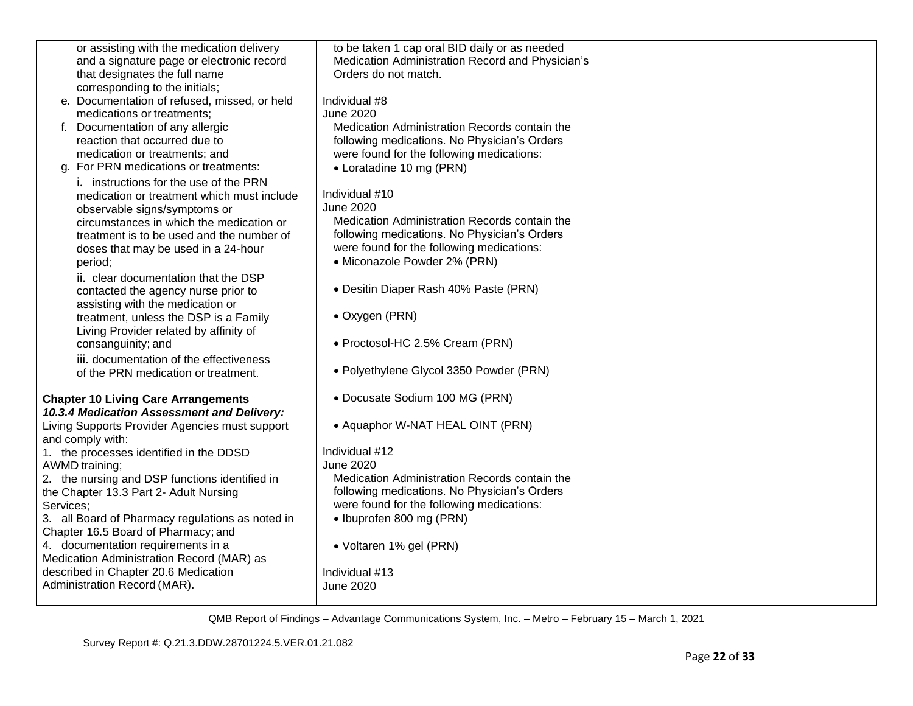| | | |
|---|---|---|
| or assisting with the medication delivery and a signature page or electronic record that designates the full name corresponding to the initials;<br>e. Documentation of refused, missed, or held medications or treatments;<br>f. Documentation of any allergic reaction that occurred due to medication or treatments; and<br>g. For PRN medications or treatments:<br>i. instructions for the use of the PRN medication or treatment which must include observable signs/symptoms or circumstances in which the medication or treatment is to be used and the number of doses that may be used in a 24-hour period;<br>ii. clear documentation that the DSP contacted the agency nurse prior to assisting with the medication or treatment, unless the DSP is a Family Living Provider related by affinity of consanguinity; and<br>iii. documentation of the effectiveness of the PRN medication or treatment.<br><br>**Chapter 10 Living Care Arrangements**<br>***10.3.4 Medication Assessment and Delivery:***<br>Living Supports Provider Agencies must support and comply with:<br>1. the processes identified in the DDSD AWMD training;<br>2. the nursing and DSP functions identified in the Chapter 13.3 Part 2- Adult Nursing Services;<br>3. all Board of Pharmacy regulations as noted in Chapter 16.5 Board of Pharmacy; and<br>4. documentation requirements in a Medication Administration Record (MAR) as described in Chapter 20.6 Medication Administration Record (MAR). | to be taken 1 cap oral BID daily or as needed Medication Administration Record and Physician's Orders do not match.<br><br>Individual #8<br>June 2020<br>Medication Administration Records contain the following medications. No Physician's Orders were found for the following medications:<br>• Loratadine 10 mg (PRN)<br><br>Individual #10<br>June 2020<br>Medication Administration Records contain the following medications. No Physician's Orders were found for the following medications:<br>• Miconazole Powder 2% (PRN)<br>• Desitin Diaper Rash 40% Paste (PRN)<br>• Oxygen (PRN)<br>• Proctosol-HC 2.5% Cream (PRN)<br>• Polyethylene Glycol 3350 Powder (PRN)<br>• Docusate Sodium 100 MG (PRN)<br>• Aquaphor W-NAT HEAL OINT (PRN)<br><br>Individual #12<br>June 2020<br>Medication Administration Records contain the following medications. No Physician's Orders were found for the following medications:<br>• Ibuprofen 800 mg (PRN)<br>• Voltaren 1% gel (PRN)<br><br>Individual #13<br>June 2020 | |

QMB Report of Findings – Advantage Communications System, Inc. – Metro – February 15 – March 1, 2021

Survey Report #: Q.21.3.DDW.28701224.5.VER.01.21.082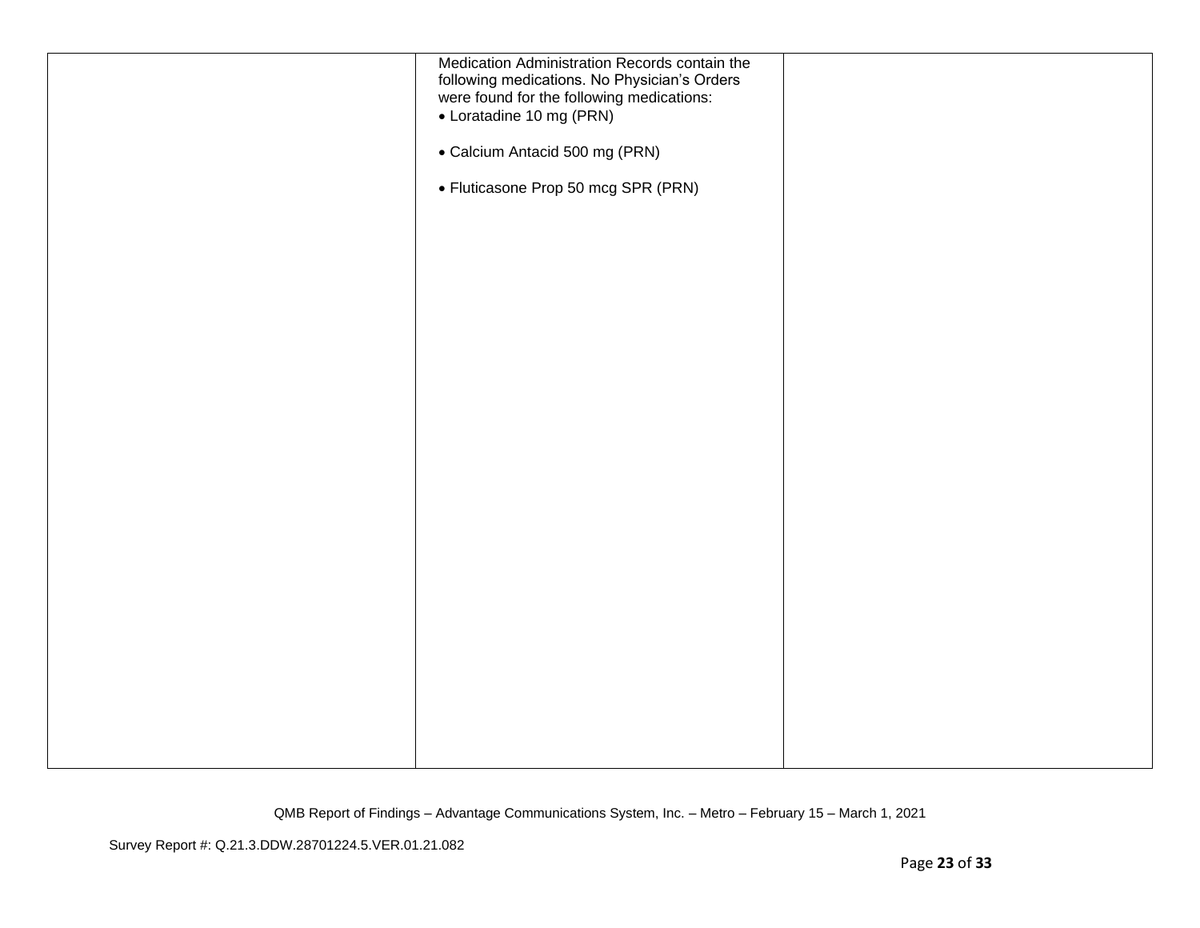| | | |
|---|---|---|
| | Medication Administration Records contain the following medications. No Physician's Orders were found for the following medications:<br>• Loratadine 10 mg (PRN)<br><br>• Calcium Antacid 500 mg (PRN)<br><br>• Fluticasone Prop 50 mcg SPR (PRN) | |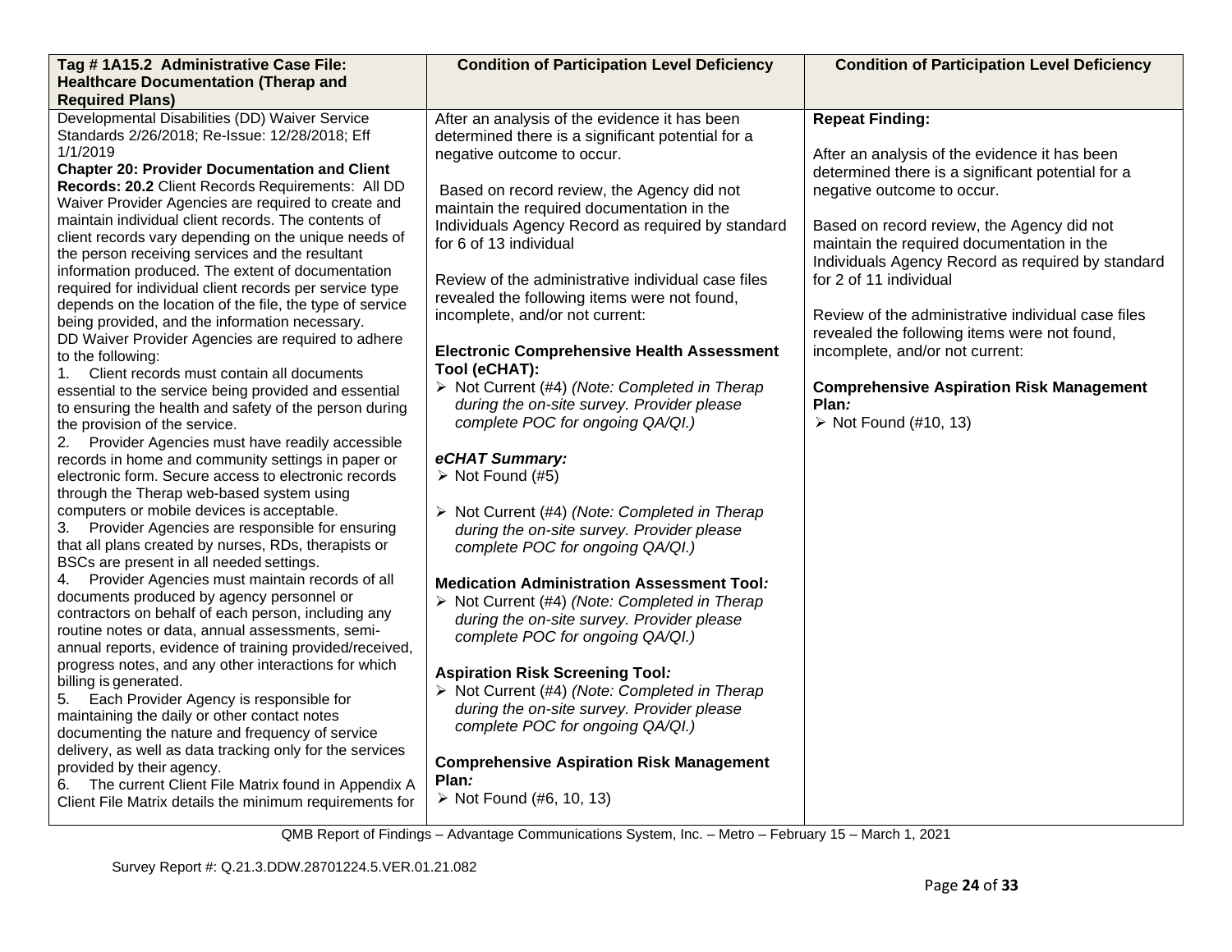| Tag # 1A15.2 Administrative Case File: Healthcare Documentation (Therap and Required Plans) | Condition of Participation Level Deficiency | Condition of Participation Level Deficiency |
|---|---|---|
| Developmental Disabilities (DD) Waiver Service Standards 2/26/2018; Re-Issue: 12/28/2018; Eff 1/1/2019<br>**Chapter 20: Provider Documentation and Client Records: 20.2** Client Records Requirements: All DD Waiver Provider Agencies are required to create and maintain individual client records. The contents of client records vary depending on the unique needs of the person receiving services and the resultant information produced. The extent of documentation required for individual client records per service type depends on the location of the file, the type of service being provided, and the information necessary.<br>DD Waiver Provider Agencies are required to adhere to the following:<br>1. Client records must contain all documents essential to the service being provided and essential to ensuring the health and safety of the person during the provision of the service.<br>2. Provider Agencies must have readily accessible records in home and community settings in paper or electronic form. Secure access to electronic records through the Therap web-based system using computers or mobile devices is acceptable.<br>3. Provider Agencies are responsible for ensuring that all plans created by nurses, RDs, therapists or BSCs are present in all needed settings.<br>4. Provider Agencies must maintain records of all documents produced by agency personnel or contractors on behalf of each person, including any routine notes or data, annual assessments, semi-annual reports, evidence of training provided/received, progress notes, and any other interactions for which billing is generated.<br>5. Each Provider Agency is responsible for maintaining the daily or other contact notes documenting the nature and frequency of service delivery, as well as data tracking only for the services provided by their agency.<br>6. The current Client File Matrix found in Appendix A Client File Matrix details the minimum requirements for | After an analysis of the evidence it has been determined there is a significant potential for a negative outcome to occur.<br><br>Based on record review, the Agency did not maintain the required documentation in the Individuals Agency Record as required by standard for 6 of 13 individual<br><br>Review of the administrative individual case files revealed the following items were not found, incomplete, and/or not current:<br><br>**Electronic Comprehensive Health Assessment Tool (eCHAT):**<br>➢ Not Current (#4) *(Note: Completed in Therap during the on-site survey. Provider please complete POC for ongoing QA/QI.)*<br><br>***eCHAT Summary:***<br>➢ Not Found (#5)<br><br>➢ Not Current (#4) *(Note: Completed in Therap during the on-site survey. Provider please complete POC for ongoing QA/QI.)*<br><br>**Medication Administration Assessment Tool*:***<br>➢ Not Current (#4) *(Note: Completed in Therap during the on-site survey. Provider please complete POC for ongoing QA/QI.)*<br><br>**Aspiration Risk Screening Tool*:***<br>➢ Not Current (#4) *(Note: Completed in Therap during the on-site survey. Provider please complete POC for ongoing QA/QI.)*<br><br>**Comprehensive Aspiration Risk Management Plan*:***<br>➢ Not Found (#6, 10, 13) | **Repeat Finding:**<br><br>After an analysis of the evidence it has been determined there is a significant potential for a negative outcome to occur.<br><br>Based on record review, the Agency did not maintain the required documentation in the Individuals Agency Record as required by standard for 2 of 11 individual<br><br>Review of the administrative individual case files revealed the following items were not found, incomplete, and/or not current:<br><br>**Comprehensive Aspiration Risk Management Plan*:***<br>➢ Not Found (#10, 13) |

QMB Report of Findings – Advantage Communications System, Inc. – Metro – February 15 – March 1, 2021

Survey Report #: Q.21.3.DDW.28701224.5.VER.01.21.082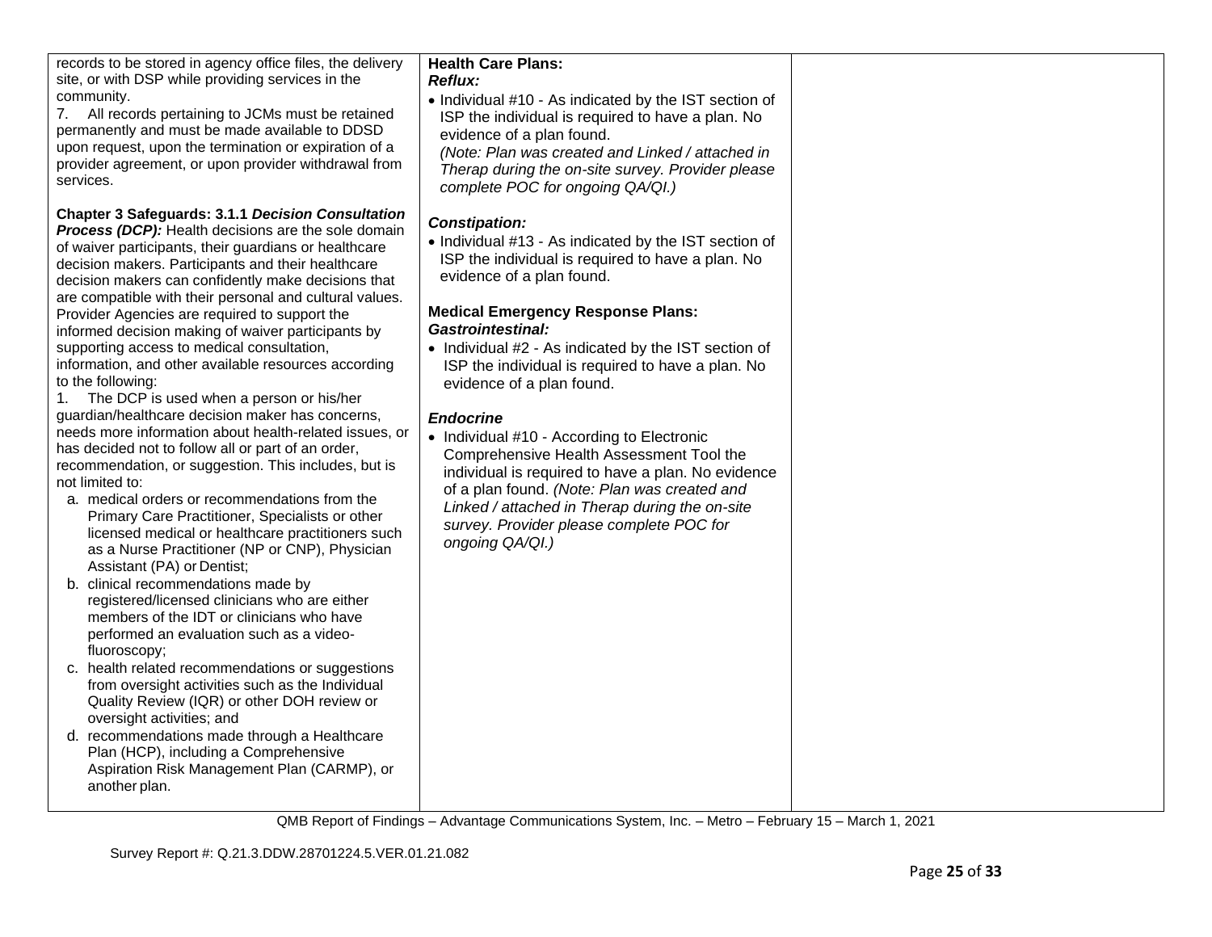| | | |
|---|---|---|
| records to be stored in agency office files, the delivery site, or with DSP while providing services in the community.<br>7. All records pertaining to JCMs must be retained permanently and must be made available to DDSD upon request, upon the termination or expiration of a provider agreement, or upon provider withdrawal from services.<br><br>**Chapter 3 Safeguards: 3.1.1 *Decision Consultation Process (DCP):*** Health decisions are the sole domain of waiver participants, their guardians or healthcare decision makers. Participants and their healthcare decision makers can confidently make decisions that are compatible with their personal and cultural values. Provider Agencies are required to support the informed decision making of waiver participants by supporting access to medical consultation, information, and other available resources according to the following:<br>1. The DCP is used when a person or his/her guardian/healthcare decision maker has concerns, needs more information about health-related issues, or has decided not to follow all or part of an order, recommendation, or suggestion. This includes, but is not limited to:<br>a. medical orders or recommendations from the Primary Care Practitioner, Specialists or other licensed medical or healthcare practitioners such as a Nurse Practitioner (NP or CNP), Physician Assistant (PA) or Dentist;<br>b. clinical recommendations made by registered/licensed clinicians who are either members of the IDT or clinicians who have performed an evaluation such as a video-fluoroscopy;<br>c. health related recommendations or suggestions from oversight activities such as the Individual Quality Review (IQR) or other DOH review or oversight activities; and<br>d. recommendations made through a Healthcare Plan (HCP), including a Comprehensive Aspiration Risk Management Plan (CARMP), or another plan. | **Health Care Plans:**<br>***Reflux:***<br>• Individual #10 - As indicated by the IST section of ISP the individual is required to have a plan. No evidence of a plan found.<br>*(Note: Plan was created and Linked / attached in Therap during the on-site survey. Provider please complete POC for ongoing QA/QI.)*<br><br>***Constipation:***<br>• Individual #13 - As indicated by the IST section of ISP the individual is required to have a plan. No evidence of a plan found.<br><br>**Medical Emergency Response Plans:**<br>***Gastrointestinal:***<br>• Individual #2 - As indicated by the IST section of ISP the individual is required to have a plan. No evidence of a plan found.<br><br>***Endocrine***<br>• Individual #10 - According to Electronic Comprehensive Health Assessment Tool the individual is required to have a plan. No evidence of a plan found. *(Note: Plan was created and Linked / attached in Therap during the on-site survey. Provider please complete POC for ongoing QA/QI.)* | |

QMB Report of Findings – Advantage Communications System, Inc. – Metro – February 15 – March 1, 2021

Survey Report #: Q.21.3.DDW.28701224.5.VER.01.21.082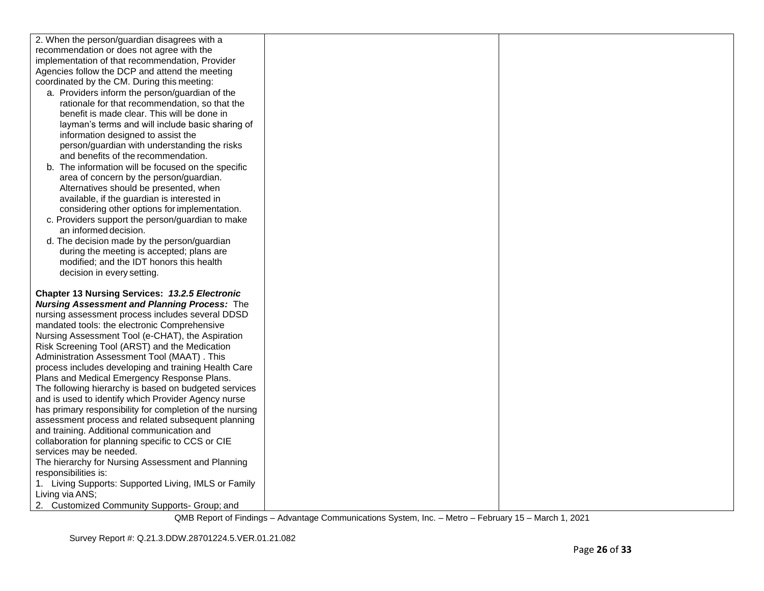| | | |
|---|---|---|
| 2. When the person/guardian disagrees with a recommendation or does not agree with the implementation of that recommendation, Provider Agencies follow the DCP and attend the meeting coordinated by the CM. During this meeting:<br>a. Providers inform the person/guardian of the rationale for that recommendation, so that the benefit is made clear. This will be done in layman's terms and will include basic sharing of information designed to assist the person/guardian with understanding the risks and benefits of the recommendation.<br>b. The information will be focused on the specific area of concern by the person/guardian. Alternatives should be presented, when available, if the guardian is interested in considering other options for implementation.<br>c. Providers support the person/guardian to make an informed decision.<br>d. The decision made by the person/guardian during the meeting is accepted; plans are modified; and the IDT honors this health decision in every setting.<br><br>**Chapter 13 Nursing Services:** ***13.2.5 Electronic Nursing Assessment and Planning Process:*** The nursing assessment process includes several DDSD mandated tools: the electronic Comprehensive Nursing Assessment Tool (e-CHAT), the Aspiration Risk Screening Tool (ARST) and the Medication Administration Assessment Tool (MAAT) . This process includes developing and training Health Care Plans and Medical Emergency Response Plans.<br>The following hierarchy is based on budgeted services and is used to identify which Provider Agency nurse has primary responsibility for completion of the nursing assessment process and related subsequent planning and training. Additional communication and collaboration for planning specific to CCS or CIE services may be needed.<br>The hierarchy for Nursing Assessment and Planning responsibilities is:<br>1. Living Supports: Supported Living, IMLS or Family Living via ANS;<br>2. Customized Community Supports- Group; and | | |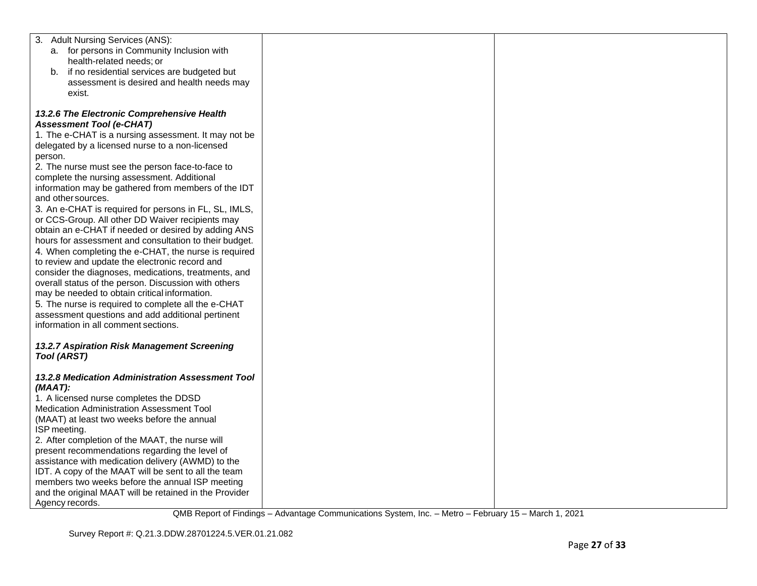| | | |
|---|---|---|
| 3. Adult Nursing Services (ANS):<br>a. for persons in Community Inclusion with health-related needs; or<br>b. if no residential services are budgeted but assessment is desired and health needs may exist.<br><br>***13.2.6 The Electronic Comprehensive Health Assessment Tool (e-CHAT)***<br>1. The e-CHAT is a nursing assessment. It may not be delegated by a licensed nurse to a non-licensed person.<br>2. The nurse must see the person face-to-face to complete the nursing assessment. Additional information may be gathered from members of the IDT and other sources.<br>3. An e-CHAT is required for persons in FL, SL, IMLS, or CCS-Group. All other DD Waiver recipients may obtain an e-CHAT if needed or desired by adding ANS hours for assessment and consultation to their budget.<br>4. When completing the e-CHAT, the nurse is required to review and update the electronic record and consider the diagnoses, medications, treatments, and overall status of the person. Discussion with others may be needed to obtain critical information.<br>5. The nurse is required to complete all the e-CHAT assessment questions and add additional pertinent information in all comment sections.<br><br>***13.2.7 Aspiration Risk Management Screening Tool (ARST)***<br><br>***13.2.8 Medication Administration Assessment Tool (MAAT):***<br>1. A licensed nurse completes the DDSD Medication Administration Assessment Tool (MAAT) at least two weeks before the annual ISP meeting.<br>2. After completion of the MAAT, the nurse will present recommendations regarding the level of assistance with medication delivery (AWMD) to the IDT. A copy of the MAAT will be sent to all the team members two weeks before the annual ISP meeting and the original MAAT will be retained in the Provider Agency records. | | |

QMB Report of Findings – Advantage Communications System, Inc. – Metro – February 15 – March 1, 2021

Survey Report #: Q.21.3.DDW.28701224.5.VER.01.21.082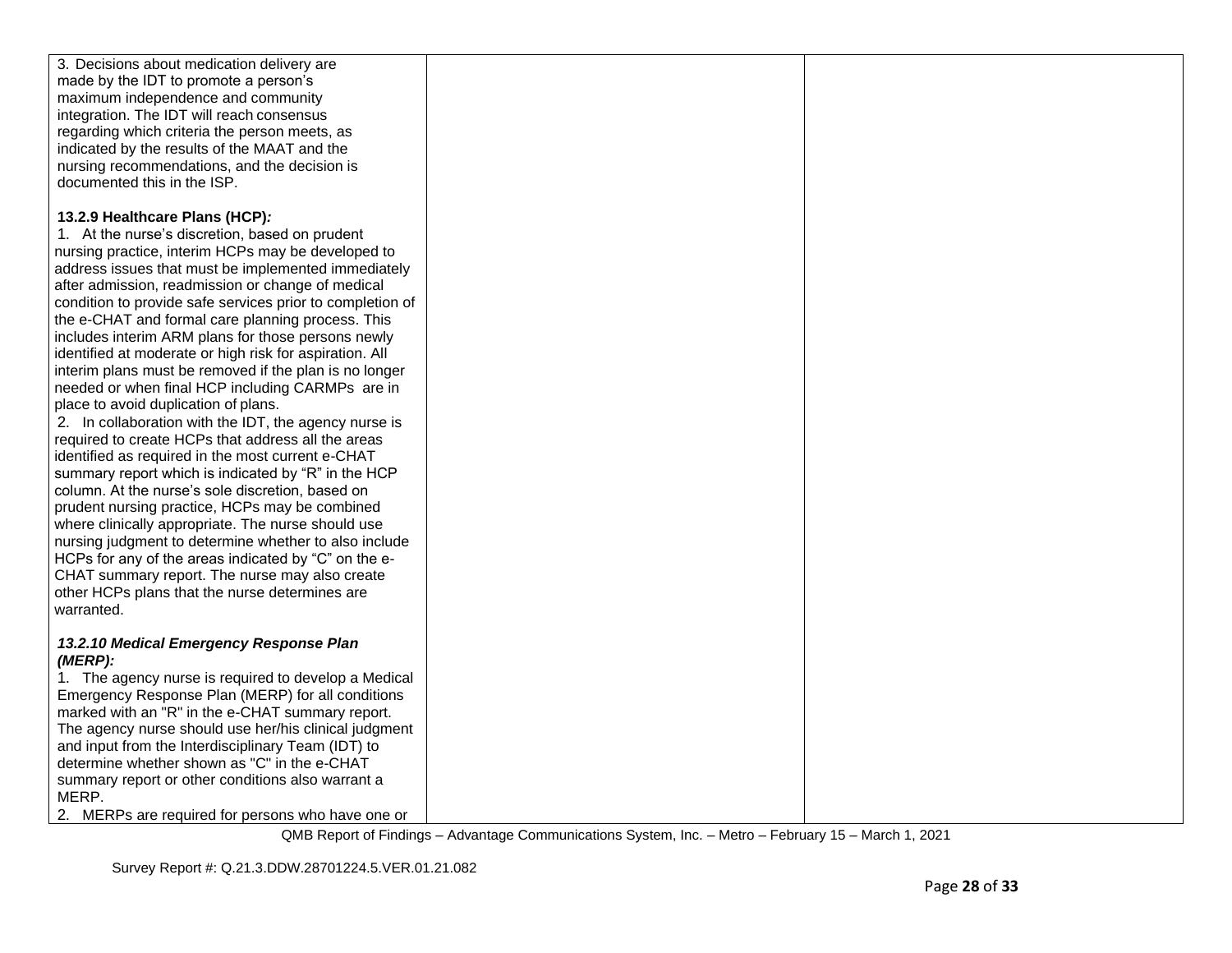| | | |
|---|---|---|
| 3. Decisions about medication delivery are made by the IDT to promote a person's maximum independence and community integration. The IDT will reach consensus regarding which criteria the person meets, as indicated by the results of the MAAT and the nursing recommendations, and the decision is documented this in the ISP.<br><br>**13.2.9 Healthcare Plans (HCP)*:***<br>1. At the nurse's discretion, based on prudent nursing practice, interim HCPs may be developed to address issues that must be implemented immediately after admission, readmission or change of medical condition to provide safe services prior to completion of the e-CHAT and formal care planning process. This includes interim ARM plans for those persons newly identified at moderate or high risk for aspiration. All interim plans must be removed if the plan is no longer needed or when final HCP including CARMPs are in place to avoid duplication of plans.<br>2. In collaboration with the IDT, the agency nurse is required to create HCPs that address all the areas identified as required in the most current e-CHAT summary report which is indicated by "R" in the HCP column. At the nurse's sole discretion, based on prudent nursing practice, HCPs may be combined where clinically appropriate. The nurse should use nursing judgment to determine whether to also include HCPs for any of the areas indicated by "C" on the e-CHAT summary report. The nurse may also create other HCPs plans that the nurse determines are warranted.<br><br>***13.2.10 Medical Emergency Response Plan (MERP):***<br>1. The agency nurse is required to develop a Medical Emergency Response Plan (MERP) for all conditions marked with an "R" in the e-CHAT summary report. The agency nurse should use her/his clinical judgment and input from the Interdisciplinary Team (IDT) to determine whether shown as "C" in the e-CHAT summary report or other conditions also warrant a MERP.<br>2. MERPs are required for persons who have one or | | |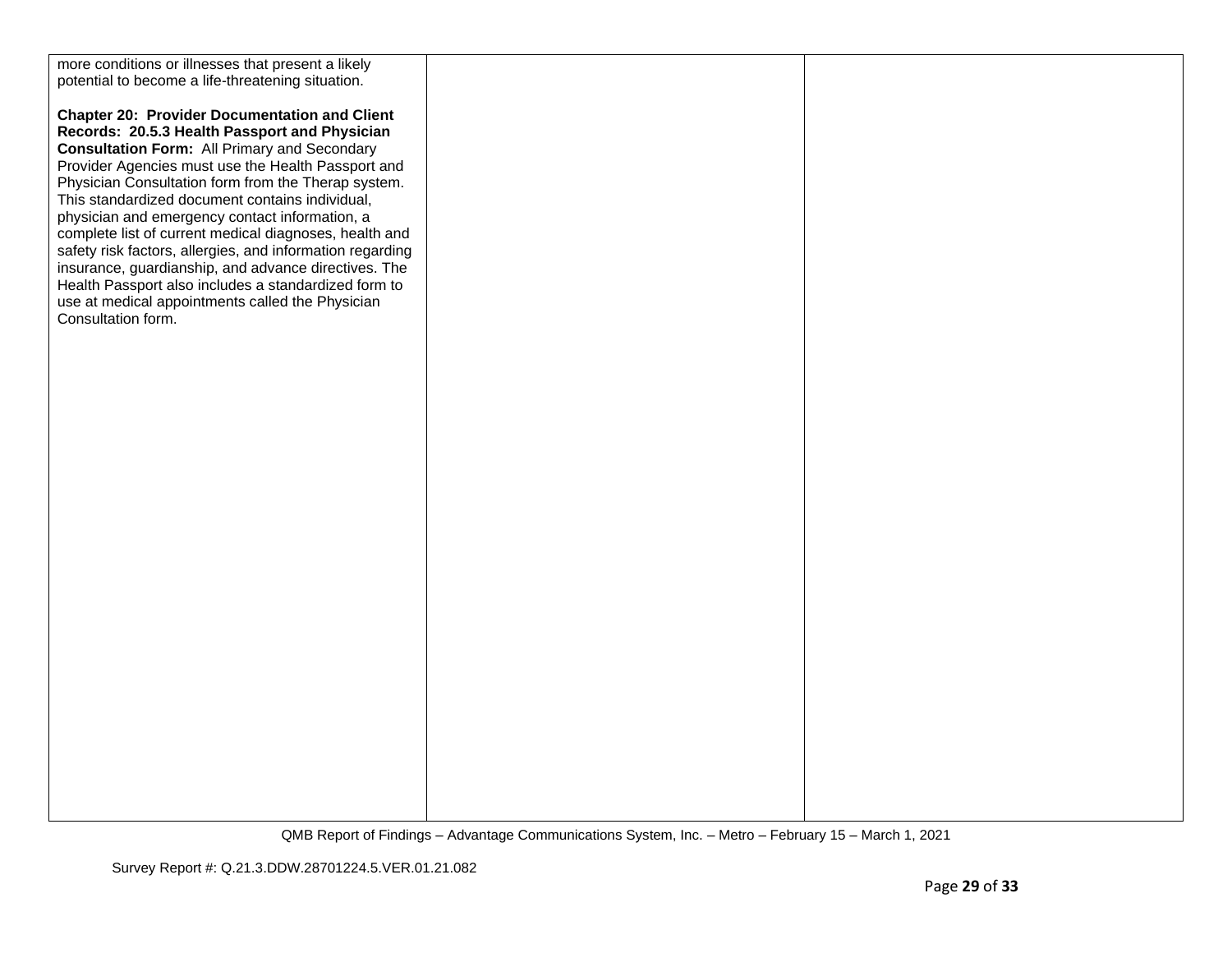| | | |
|---|---|---|
| more conditions or illnesses that present a likely potential to become a life-threatening situation.<br><br>**Chapter 20: Provider Documentation and Client Records: 20.5.3 Health Passport and Physician Consultation Form:** All Primary and Secondary Provider Agencies must use the Health Passport and Physician Consultation form from the Therap system. This standardized document contains individual, physician and emergency contact information, a complete list of current medical diagnoses, health and safety risk factors, allergies, and information regarding insurance, guardianship, and advance directives. The Health Passport also includes a standardized form to use at medical appointments called the Physician Consultation form. | | |

QMB Report of Findings – Advantage Communications System, Inc. – Metro – February 15 – March 1, 2021

Survey Report #: Q.21.3.DDW.28701224.5.VER.01.21.082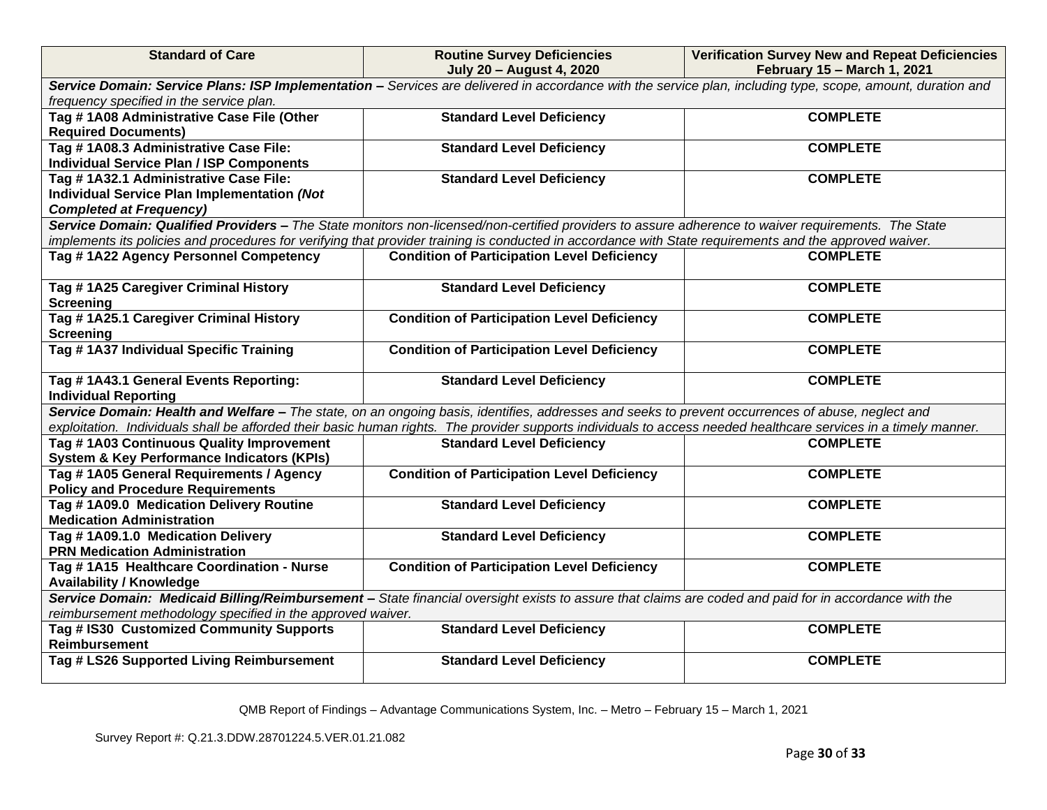| Standard of Care | Routine Survey Deficiencies July 20 – August 4, 2020 | Verification Survey New and Repeat Deficiencies February 15 – March 1, 2021 |
|---|---|---|
| ***Service Domain: Service Plans: ISP Implementation –*** *Services are delivered in accordance with the service plan, including type, scope, amount, duration and frequency specified in the service plan.* | | |
| **Tag # 1A08 Administrative Case File (Other Required Documents)** | **Standard Level Deficiency** | **COMPLETE** |
| **Tag # 1A08.3 Administrative Case File: Individual Service Plan / ISP Components** | **Standard Level Deficiency** | **COMPLETE** |
| **Tag # 1A32.1 Administrative Case File: Individual Service Plan Implementation *(Not Completed at Frequency)*** | **Standard Level Deficiency** | **COMPLETE** |
| ***Service Domain: Qualified Providers –*** *The State monitors non-licensed/non-certified providers to assure adherence to waiver requirements. The State implements its policies and procedures for verifying that provider training is conducted in accordance with State requirements and the approved waiver.* | | |
| **Tag # 1A22 Agency Personnel Competency** | **Condition of Participation Level Deficiency** | **COMPLETE** |
| **Tag # 1A25 Caregiver Criminal History Screening** | **Standard Level Deficiency** | **COMPLETE** |
| **Tag # 1A25.1 Caregiver Criminal History Screening** | **Condition of Participation Level Deficiency** | **COMPLETE** |
| **Tag # 1A37 Individual Specific Training** | **Condition of Participation Level Deficiency** | **COMPLETE** |
| **Tag # 1A43.1 General Events Reporting: Individual Reporting** | **Standard Level Deficiency** | **COMPLETE** |
| ***Service Domain: Health and Welfare –*** *The state, on an ongoing basis, identifies, addresses and seeks to prevent occurrences of abuse, neglect and exploitation. Individuals shall be afforded their basic human rights. The provider supports individuals to access needed healthcare services in a timely manner.* | | |
| **Tag # 1A03 Continuous Quality Improvement System & Key Performance Indicators (KPIs)** | **Standard Level Deficiency** | **COMPLETE** |
| **Tag # 1A05 General Requirements / Agency Policy and Procedure Requirements** | **Condition of Participation Level Deficiency** | **COMPLETE** |
| **Tag # 1A09.0 Medication Delivery Routine Medication Administration** | **Standard Level Deficiency** | **COMPLETE** |
| **Tag # 1A09.1.0 Medication Delivery PRN Medication Administration** | **Standard Level Deficiency** | **COMPLETE** |
| **Tag # 1A15 Healthcare Coordination - Nurse Availability / Knowledge** | **Condition of Participation Level Deficiency** | **COMPLETE** |
| ***Service Domain: Medicaid Billing/Reimbursement –*** *State financial oversight exists to assure that claims are coded and paid for in accordance with the reimbursement methodology specified in the approved waiver.* | | |
| **Tag # IS30 Customized Community Supports Reimbursement** | **Standard Level Deficiency** | **COMPLETE** |
| **Tag # LS26 Supported Living Reimbursement** | **Standard Level Deficiency** | **COMPLETE** |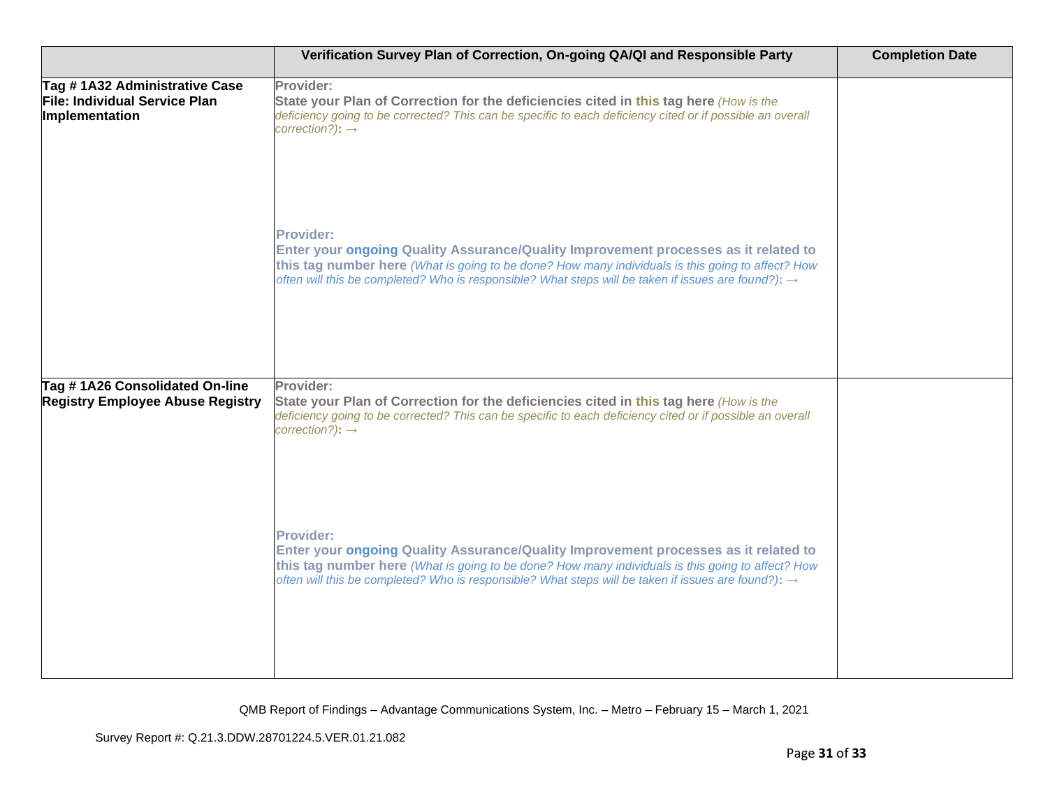| | Verification Survey Plan of Correction, On-going QA/QI and Responsible Party | Completion Date |
|---|---|---|
| **Tag # 1A32 Administrative Case File: Individual Service Plan Implementation** | **Provider:**<br>**State your Plan of Correction for the deficiencies cited in this tag here** *(How is the deficiency going to be corrected? This can be specific to each deficiency cited or if possible an overall correction?)*: →<br><br>**Provider:**<br>**Enter your ongoing Quality Assurance/Quality Improvement processes as it related to this tag number here** *(What is going to be done? How many individuals is this going to affect? How often will this be completed? Who is responsible? What steps will be taken if issues are found?)*: → | |
| **Tag # 1A26 Consolidated On-line Registry Employee Abuse Registry** | **Provider:**<br>**State your Plan of Correction for the deficiencies cited in this tag here** *(How is the deficiency going to be corrected? This can be specific to each deficiency cited or if possible an overall correction?)*: →<br><br>**Provider:**<br>**Enter your ongoing Quality Assurance/Quality Improvement processes as it related to this tag number here** *(What is going to be done? How many individuals is this going to affect? How often will this be completed? Who is responsible? What steps will be taken if issues are found?)*: → | |

QMB Report of Findings – Advantage Communications System, Inc. – Metro – February 15 – March 1, 2021

Survey Report #: Q.21.3.DDW.28701224.5.VER.01.21.082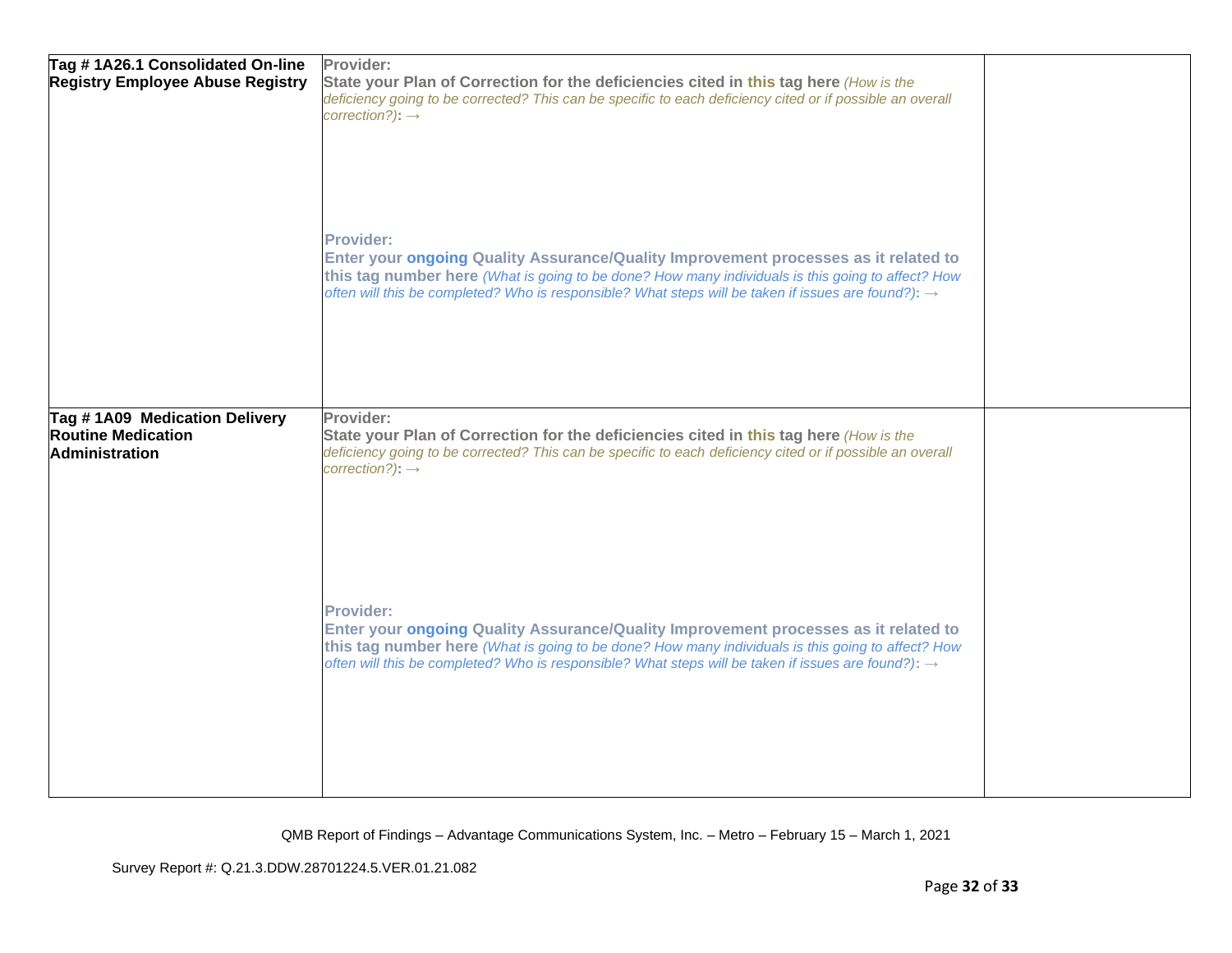| | | |
|---|---|---|
| **Tag # 1A26.1 Consolidated On-line Registry Employee Abuse Registry** | **Provider:**<br>**State your Plan of Correction for the deficiencies cited in this tag here** *(How is the deficiency going to be corrected? This can be specific to each deficiency cited or if possible an overall correction?)*: →<br><br><br><br>**Provider:**<br>**Enter your ongoing Quality Assurance/Quality Improvement processes as it related to this tag number here** *(What is going to be done? How many individuals is this going to affect? How often will this be completed? Who is responsible? What steps will be taken if issues are found?)*: → | |
| **Tag # 1A09 Medication Delivery Routine Medication Administration** | **Provider:**<br>**State your Plan of Correction for the deficiencies cited in this tag here** *(How is the deficiency going to be corrected? This can be specific to each deficiency cited or if possible an overall correction?)*: →<br><br><br><br>**Provider:**<br>**Enter your ongoing Quality Assurance/Quality Improvement processes as it related to this tag number here** *(What is going to be done? How many individuals is this going to affect? How often will this be completed? Who is responsible? What steps will be taken if issues are found?)*: → | |

QMB Report of Findings – Advantage Communications System, Inc. – Metro – February 15 – March 1, 2021

Survey Report #: Q.21.3.DDW.28701224.5.VER.01.21.082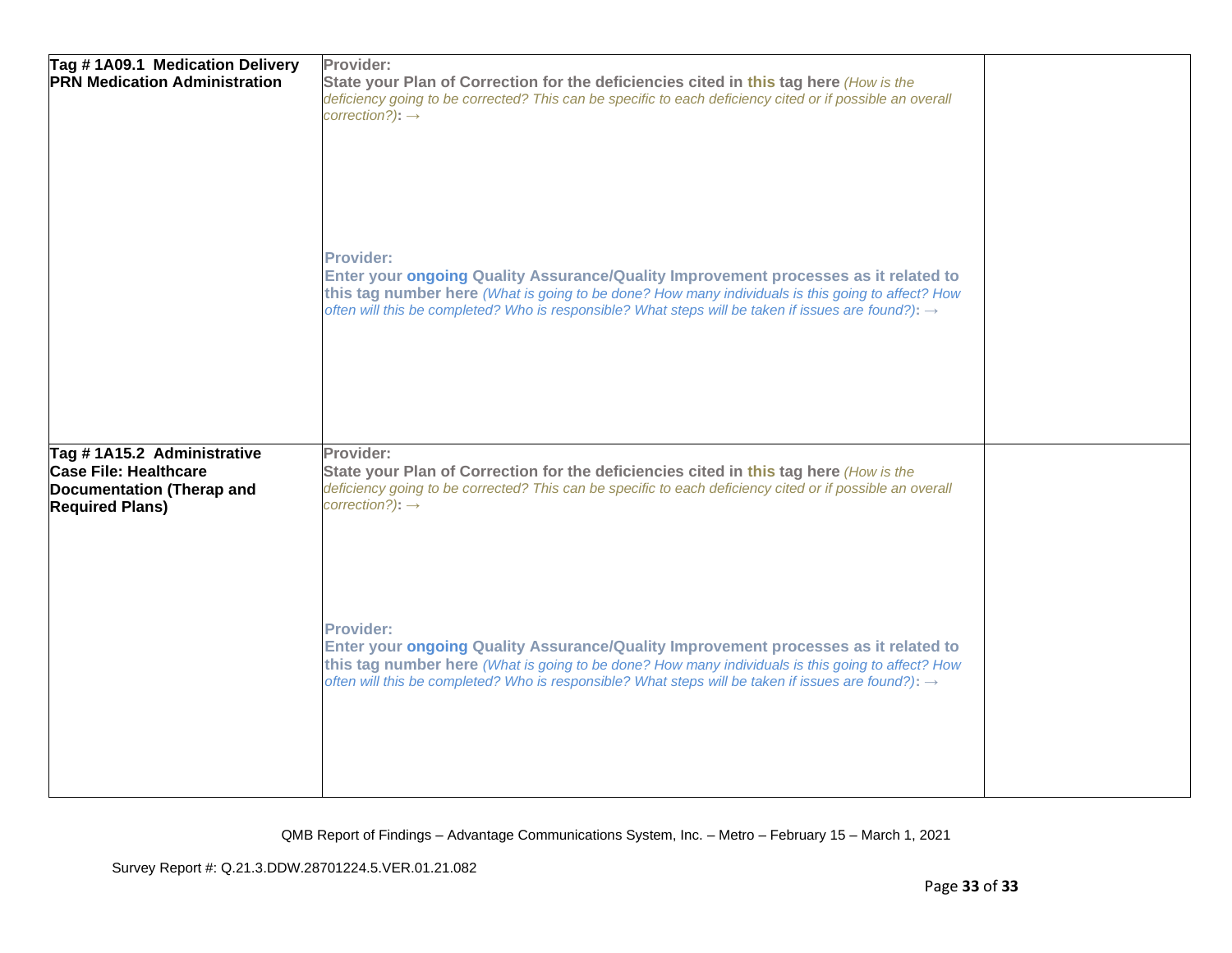| | | |
|---|---|---|
| **Tag # 1A09.1 Medication Delivery PRN Medication Administration** | **Provider:**<br>**State your Plan of Correction for the deficiencies cited in this tag here** *(How is the deficiency going to be corrected? This can be specific to each deficiency cited or if possible an overall correction?)***:** →<br><br><br><br>**Provider:**<br>**Enter your ongoing Quality Assurance/Quality Improvement processes as it related to this tag number here** *(What is going to be done? How many individuals is this going to affect? How often will this be completed? Who is responsible? What steps will be taken if issues are found?)***:** → | |
| **Tag # 1A15.2 Administrative Case File: Healthcare Documentation (Therap and Required Plans)** | **Provider:**<br>**State your Plan of Correction for the deficiencies cited in this tag here** *(How is the deficiency going to be corrected? This can be specific to each deficiency cited or if possible an overall correction?)***:** →<br><br><br><br>**Provider:**<br>**Enter your ongoing Quality Assurance/Quality Improvement processes as it related to this tag number here** *(What is going to be done? How many individuals is this going to affect? How often will this be completed? Who is responsible? What steps will be taken if issues are found?)***:** → | |

QMB Report of Findings – Advantage Communications System, Inc. – Metro – February 15 – March 1, 2021

Survey Report #: Q.21.3.DDW.28701224.5.VER.01.21.082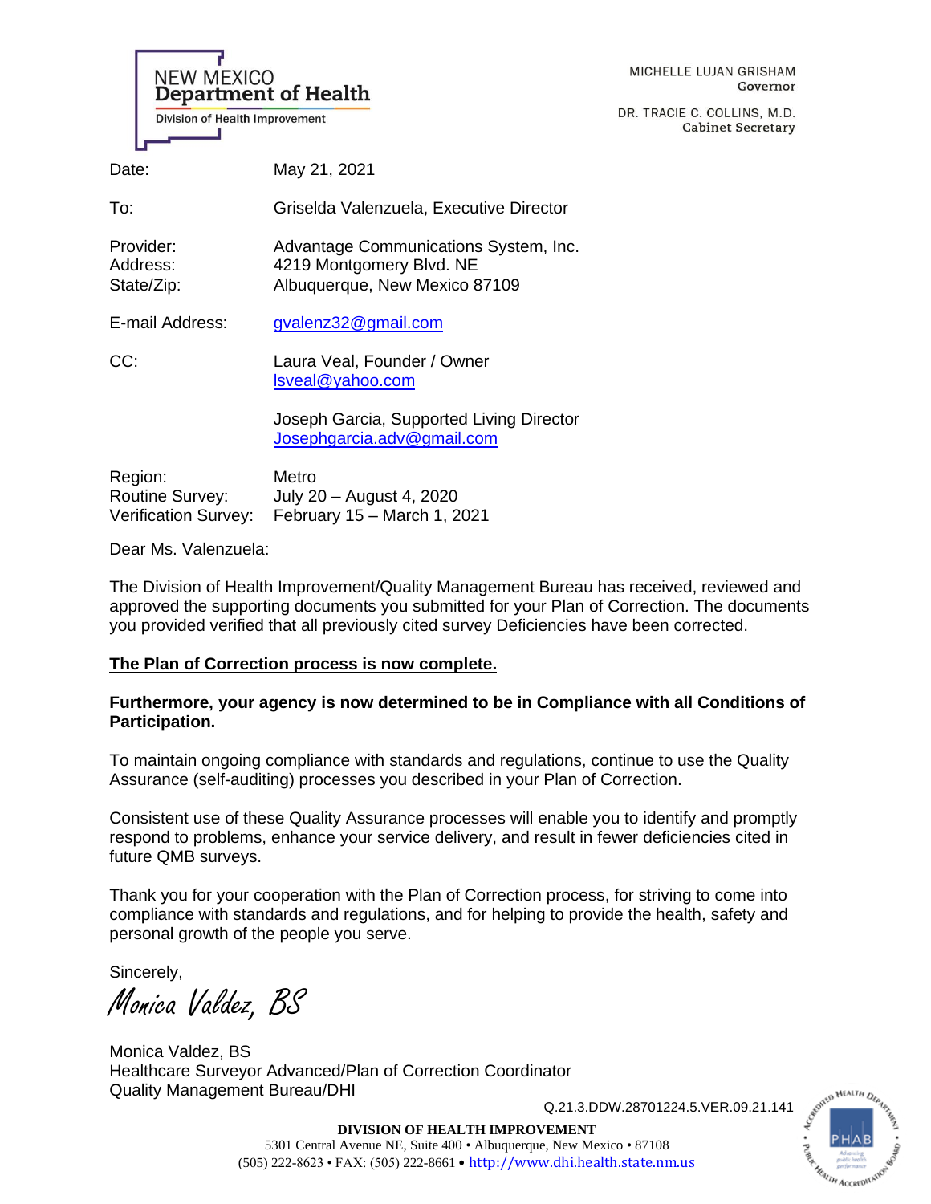NEW MEXICO
**Department of Health**
Division of Health Improvement

MICHELLE LUJAN GRISHAM
Governor

DR. TRACIE C. COLLINS, M.D.
Cabinet Secretary

| | |
|---|---|
| Date: | May 21, 2021 |
| To: | Griselda Valenzuela, Executive Director |
| Provider: | Advantage Communications System, Inc. |
| Address: | 4219 Montgomery Blvd. NE |
| State/Zip: | Albuquerque, New Mexico 87109 |
| E-mail Address: | gvalenz32@gmail.com |
| CC: | Laura Veal, Founder / Owner lsveal@yahoo.com |
| | Joseph Garcia, Supported Living Director Josephgarcia.adv@gmail.com |
| Region: | Metro |
| Routine Survey: | July 20 – August 4, 2020 |
| Verification Survey: | February 15 – March 1, 2021 |

Dear Ms. Valenzuela:

The Division of Health Improvement/Quality Management Bureau has received, reviewed and approved the supporting documents you submitted for your Plan of Correction. The documents you provided verified that all previously cited survey Deficiencies have been corrected.

**The Plan of Correction process is now complete.**

**Furthermore, your agency is now determined to be in Compliance with all Conditions of Participation.**

To maintain ongoing compliance with standards and regulations, continue to use the Quality Assurance (self-auditing) processes you described in your Plan of Correction.

Consistent use of these Quality Assurance processes will enable you to identify and promptly respond to problems, enhance your service delivery, and result in fewer deficiencies cited in future QMB surveys.

Thank you for your cooperation with the Plan of Correction process, for striving to come into compliance with standards and regulations, and for helping to provide the health, safety and personal growth of the people you serve.

Sincerely,

*Monica Valdez, BS*

Monica Valdez, BS
Healthcare Surveyor Advanced/Plan of Correction Coordinator
Quality Management Bureau/DHI

Q.21.3.DDW.28701224.5.VER.09.21.141

**DIVISION OF HEALTH IMPROVEMENT**
5301 Central Avenue NE, Suite 400 • Albuquerque, New Mexico • 87108
(505) 222-8623 • FAX: (505) 222-8661 • http://www.dhi.health.state.nm.us